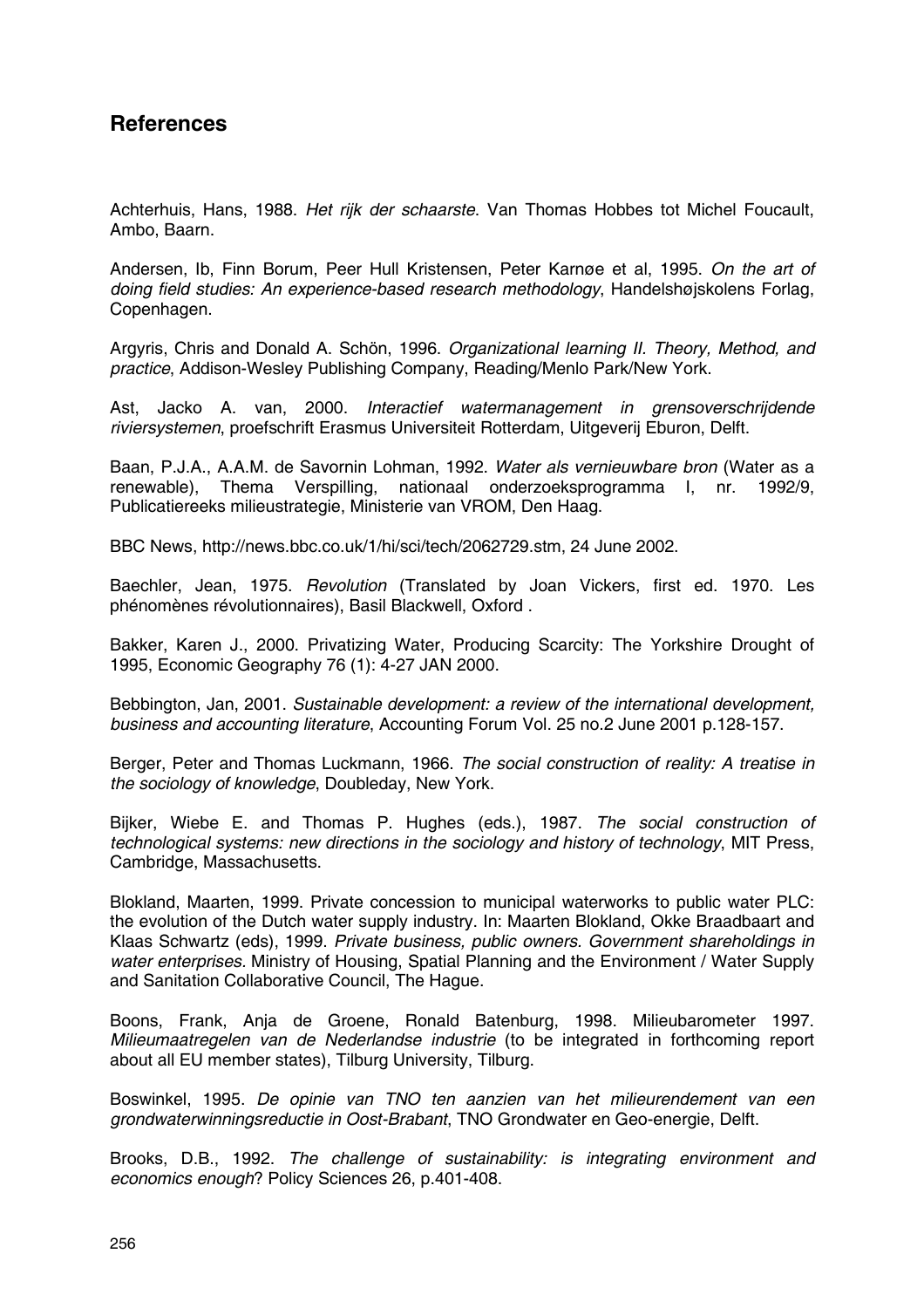## References

Achterhuis, Hans, 1988. *Het rijk der schaarste.* Van Thomas Hobbes tot Michel Foucault, Ambo, Baarn.

Andersen, Ib, Finn Borum, Peer Hull Kristensen, Peter Karnøe et al, 1995. *On the art of doing field studies: An experience-based research methodology*, Handelshøjskolens Forlag, Copenhagen.

Argyris, Chris and Donald A. Schön, 1996. *Organizational learning II. Theory, Method, and practice*, Addison-Wesley Publishing Company, Reading/Menlo Park/New York.

Ast, Jacko A. van, 2000. *Interactief watermanagement in grensoverschrijdende riviersystemen*, proefschrift Erasmus Universiteit Rotterdam, Uitgeverij Eburon, Delft.

Baan, P.J.A., A.A.M. de Savornin Lohman, 1992. *Water als vernieuwbare bron* (Water as a renewable), Thema Verspilling, nationaal onderzoeksprogramma I, nr. 1992/9, Publicatiereeks milieustrategie, Ministerie van VROM, Den Haag.

BBC News, http://news.bbc.co.uk/1/hi/sci/tech/2062729.stm, 24 June 2002.

Baechler, Jean, 1975. *Revolution* (Translated by Joan Vickers, first ed. 1970. Les phénomènes révolutionnaires), Basil Blackwell, Oxford .

Bakker, Karen J., 2000. Privatizing Water, Producing Scarcity: The Yorkshire Drought of 1995, Economic Geography 76 (1): 4-27 JAN 2000.

Bebbington, Jan, 2001. *Sustainable development: a review of the international development, business and accounting literature*, Accounting Forum Vol. 25 no.2 June 2001 p.128-157.

Berger, Peter and Thomas Luckmann, 1966. *The social construction of reality: A treatise in the sociology of knowledge*, Doubleday, New York.

Bijker, Wiebe E. and Thomas P. Hughes (eds.), 1987. *The social construction of technological systems: new directions in the sociology and history of technology*, MIT Press, Cambridge, Massachusetts.

Blokland, Maarten, 1999. Private concession to municipal waterworks to public water PLC: the evolution of the Dutch water supply industry. In: Maarten Blokland, Okke Braadbaart and Klaas Schwartz (eds), 1999. *Private business, public owners. Government shareholdings in water enterprises.* Ministry of Housing, Spatial Planning and the Environment / Water Supply and Sanitation Collaborative Council, The Hague.

Boons, Frank, Anja de Groene, Ronald Batenburg, 1998. Milieubarometer 1997. *Milieumaatregelen van de Nederlandse industrie* (to be integrated in forthcoming report about all EU member states), Tilburg University, Tilburg.

Boswinkel, 1995. *De opinie van TNO ten aanzien van het milieurendement van een grondwaterwinningsreductie in Oost-Brabant*, TNO Grondwater en Geo-energie, Delft.

Brooks, D.B., 1992. *The challenge of sustainability: is integrating environment and economics enough*? Policy Sciences 26, p.401-408.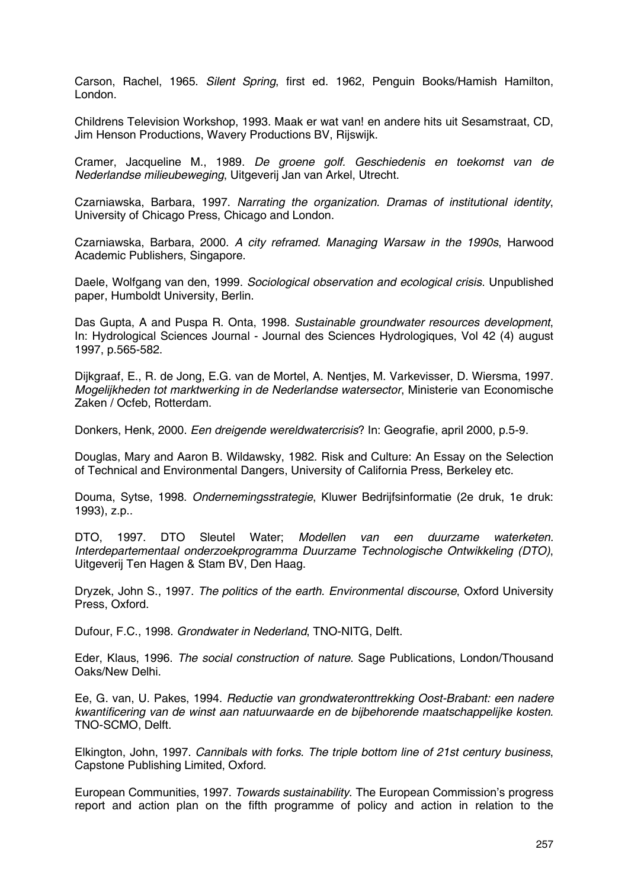Carson, Rachel, 1965. *Silent Spring*, first ed. 1962, Penguin Books/Hamish Hamilton, London.

Childrens Television Workshop, 1993. Maak er wat van! en andere hits uit Sesamstraat, CD, Jim Henson Productions, Wavery Productions BV, Rijswijk.

Cramer, Jacqueline M., 1989. *De groene golf. Geschiedenis en toekomst van de Nederlandse milieubeweging*, Uitgeverij Jan van Arkel, Utrecht.

Czarniawska, Barbara, 1997. *Narrating the organization. Dramas of institutional identity*, University of Chicago Press, Chicago and London.

Czarniawska, Barbara, 2000. *A city reframed. Managing Warsaw in the 1990s*, Harwood Academic Publishers, Singapore.

Daele, Wolfgang van den, 1999. *Sociological observation and ecological crisis*. Unpublished paper, Humboldt University, Berlin.

Das Gupta, A and Puspa R. Onta, 1998. *Sustainable groundwater resources development*, In: Hydrological Sciences Journal - Journal des Sciences Hydrologiques, Vol 42 (4) august 1997, p.565-582.

Dijkgraaf, E., R. de Jong, E.G. van de Mortel, A. Nentjes, M. Varkevisser, D. Wiersma, 1997. *Mogelijkheden tot marktwerking in de Nederlandse watersector*, Ministerie van Economische Zaken / Ocfeb, Rotterdam.

Donkers, Henk, 2000. *Een dreigende wereldwatercrisis*? In: Geografie, april 2000, p.5-9.

Douglas, Mary and Aaron B. Wildawsky, 1982. Risk and Culture: An Essay on the Selection of Technical and Environmental Dangers, University of California Press, Berkeley etc.

Douma, Sytse, 1998. *Ondernemingsstrategie*, Kluwer Bedrijfsinformatie (2e druk, 1e druk: 1993), z.p..

DTO, 1997. DTO Sleutel Water; *Modellen van een duurzame waterketen. Interdepartementaal onderzoekprogramma Duurzame Technologische Ontwikkeling (DTO)*, Uitgeverij Ten Hagen & Stam BV, Den Haag.

Dryzek, John S., 1997. *The politics of the earth. Environmental discourse*, Oxford University Press, Oxford.

Dufour, F.C., 1998. *Grondwater in Nederland*, TNO-NITG, Delft.

Eder, Klaus, 1996. *The social construction of nature*. Sage Publications, London/Thousand Oaks/New Delhi.

Ee, G. van, U. Pakes, 1994. *Reductie van grondwateronttrekking Oost-Brabant: een nadere kwantificering van de winst aan natuurwaarde en de bijbehorende maatschappelijke kosten*. TNO-SCMO, Delft.

Elkington, John, 1997. *Cannibals with forks. The triple bottom line of 21st century business*, Capstone Publishing Limited, Oxford.

European Communities, 1997. *Towards sustainability*. The European Commission's progress report and action plan on the fifth programme of policy and action in relation to the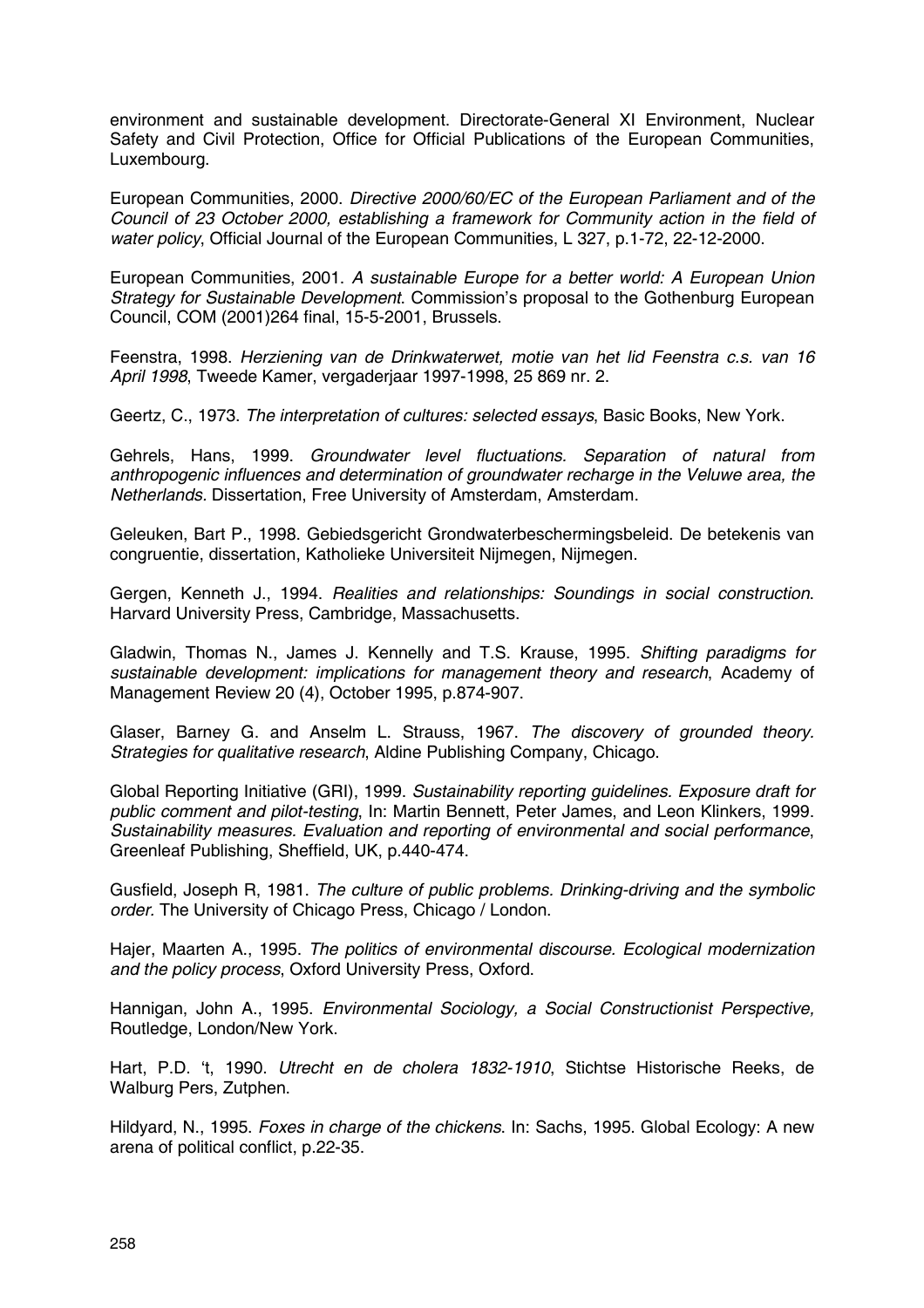environment and sustainable development. Directorate-General XI Environment, Nuclear Safety and Civil Protection, Office for Official Publications of the European Communities, Luxembourg.

European Communities, 2000. *Directive 2000/60/EC of the European Parliament and of the Council of 23 October 2000, establishing a framework for Community action in the field of water policy*, Official Journal of the European Communities, L 327, p.1-72, 22-12-2000.

European Communities, 2001. *A sustainable Europe for a better world: A European Union Strategy for Sustainable Development*. Commission's proposal to the Gothenburg European Council, COM (2001)264 final, 15-5-2001, Brussels.

Feenstra, 1998. *Herziening van de Drinkwaterwet, motie van het lid Feenstra c.s. van 16 April 1998*, Tweede Kamer, vergaderjaar 1997-1998, 25 869 nr. 2.

Geertz, C., 1973. *The interpretation of cultures: selected essays*, Basic Books, New York.

Gehrels, Hans, 1999. *Groundwater level fluctuations. Separation of natural from anthropogenic influences and determination of groundwater recharge in the Veluwe area, the Netherlands.* Dissertation, Free University of Amsterdam, Amsterdam.

Geleuken, Bart P., 1998. Gebiedsgericht Grondwaterbeschermingsbeleid. De betekenis van congruentie, dissertation, Katholieke Universiteit Nijmegen, Nijmegen.

Gergen, Kenneth J., 1994. *Realities and relationships: Soundings in social construction*. Harvard University Press, Cambridge, Massachusetts.

Gladwin, Thomas N., James J. Kennelly and T.S. Krause, 1995. *Shifting paradigms for sustainable development: implications for management theory and research*, Academy of Management Review 20 (4), October 1995, p.874-907.

Glaser, Barney G. and Anselm L. Strauss, 1967. *The discovery of grounded theory. Strategies for qualitative research*, Aldine Publishing Company, Chicago.

Global Reporting Initiative (GRI), 1999. *Sustainability reporting guidelines. Exposure draft for public comment and pilot-testing*, In: Martin Bennett, Peter James, and Leon Klinkers, 1999. *Sustainability measures. Evaluation and reporting of environmental and social performance*, Greenleaf Publishing, Sheffield, UK, p.440-474.

Gusfield, Joseph R, 1981. *The culture of public problems. Drinking-driving and the symbolic order.* The University of Chicago Press, Chicago / London.

Hajer, Maarten A., 1995. *The politics of environmental discourse. Ecological modernization and the policy process*, Oxford University Press, Oxford.

Hannigan, John A., 1995. *Environmental Sociology, a Social Constructionist Perspective,* Routledge, London/New York.

Hart, P.D. 't, 1990. *Utrecht en de cholera 1832-1910*, Stichtse Historische Reeks, de Walburg Pers, Zutphen.

Hildyard, N., 1995. *Foxes in charge of the chickens*. In: Sachs, 1995. Global Ecology: A new arena of political conflict, p.22-35.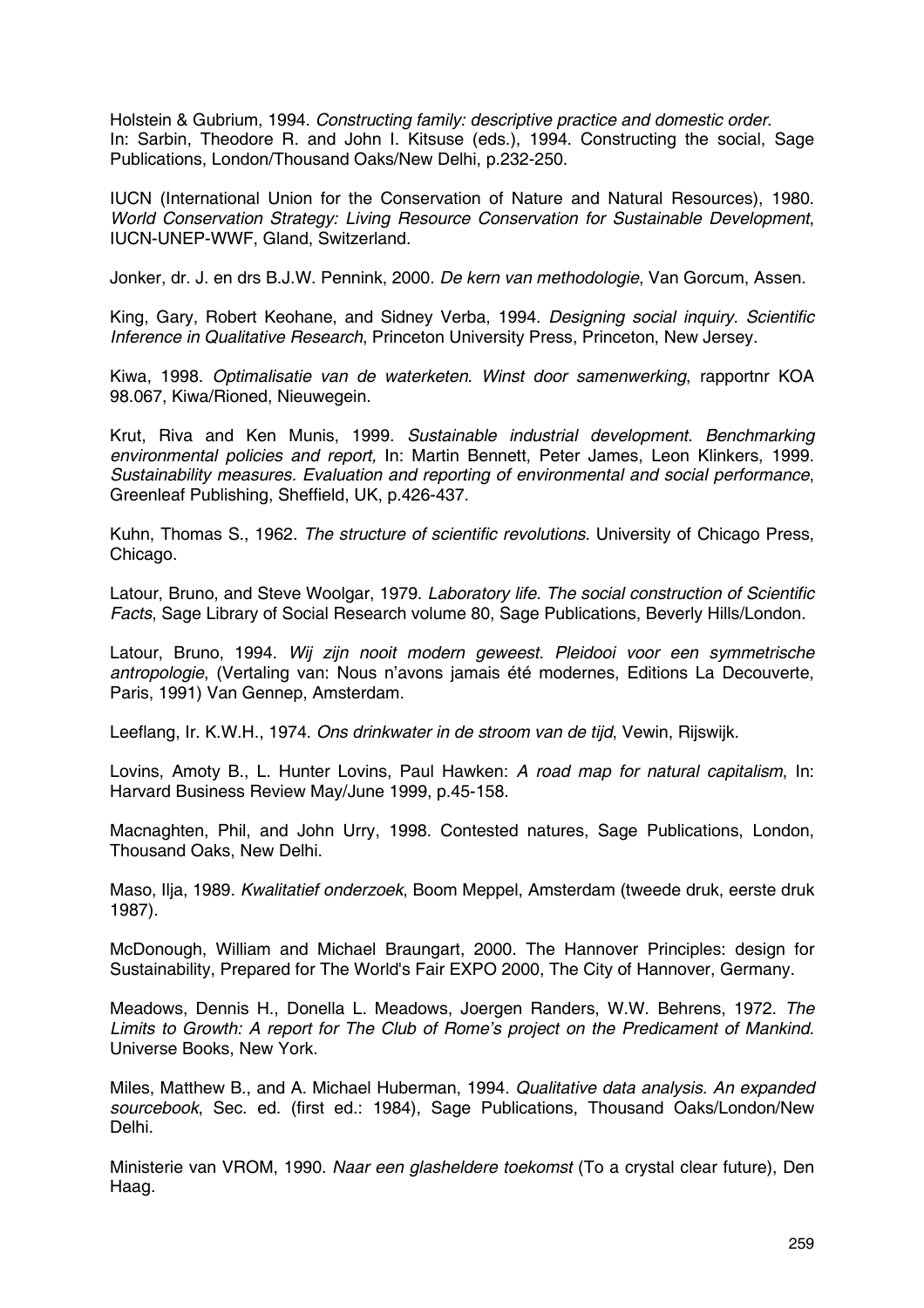Holstein & Gubrium, 1994. *Constructing family: descriptive practice and domestic order*. In: Sarbin, Theodore R. and John I. Kitsuse (eds.), 1994. Constructing the social, Sage Publications, London/Thousand Oaks/New Delhi, p.232-250.

IUCN (International Union for the Conservation of Nature and Natural Resources), 1980. *World Conservation Strategy: Living Resource Conservation for Sustainable Development*, IUCN-UNEP-WWF, Gland, Switzerland.

Jonker, dr. J. en drs B.J.W. Pennink, 2000. *De kern van methodologie*, Van Gorcum, Assen.

King, Gary, Robert Keohane, and Sidney Verba, 1994. *Designing social inquiry. Scientific Inference in Qualitative Research*, Princeton University Press, Princeton, New Jersey.

Kiwa, 1998. *Optimalisatie van de waterketen. Winst door samenwerking*, rapportnr KOA 98.067, Kiwa/Rioned, Nieuwegein.

Krut, Riva and Ken Munis, 1999. *Sustainable industrial development. Benchmarking environmental policies and report,* In: Martin Bennett, Peter James, Leon Klinkers, 1999. *Sustainability measures. Evaluation and reporting of environmental and social performance*, Greenleaf Publishing, Sheffield, UK, p.426-437.

Kuhn, Thomas S., 1962. *The structure of scientific revolutions*. University of Chicago Press, Chicago.

Latour, Bruno, and Steve Woolgar, 1979. *Laboratory life. The social construction of Scientific Facts*, Sage Library of Social Research volume 80, Sage Publications, Beverly Hills/London.

Latour, Bruno, 1994. *Wij zijn nooit modern geweest. Pleidooi voor een symmetrische antropologie*, (Vertaling van: Nous n'avons jamais été modernes, Editions La Decouverte, Paris, 1991) Van Gennep, Amsterdam.

Leeflang, Ir. K.W.H., 1974. *Ons drinkwater in de stroom van de tijd*, Vewin, Rijswijk.

Lovins, Amoty B., L. Hunter Lovins, Paul Hawken: *A road map for natural capitalism*, In: Harvard Business Review May/June 1999, p.45-158.

Macnaghten, Phil, and John Urry, 1998. Contested natures, Sage Publications, London, Thousand Oaks, New Delhi.

Maso, Ilja, 1989. *Kwalitatief onderzoek*, Boom Meppel, Amsterdam (tweede druk, eerste druk 1987).

McDonough, William and Michael Braungart, 2000. The Hannover Principles: design for Sustainability, Prepared for The World's Fair EXPO 2000, The City of Hannover, Germany.

Meadows, Dennis H., Donella L. Meadows, Joergen Randers, W.W. Behrens, 1972. *The Limits to Growth: A report for The Club of Rome's project on the Predicament of Mankind*. Universe Books, New York.

Miles, Matthew B., and A. Michael Huberman, 1994. *Qualitative data analysis. An expanded sourcebook*, Sec. ed. (first ed.: 1984), Sage Publications, Thousand Oaks/London/New Delhi.

Ministerie van VROM, 1990. *Naar een glasheldere toekomst* (To a crystal clear future), Den Haag.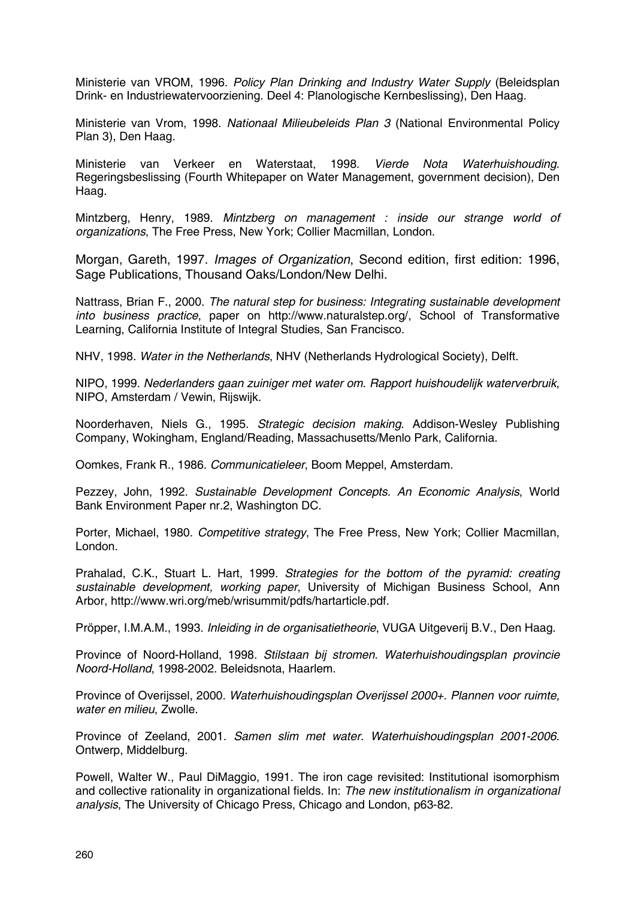Ministerie van VROM, 1996. *Policy Plan Drinking and Industry Water Supply* (Beleidsplan Drink- en Industriewatervoorziening. Deel 4: Planologische Kernbeslissing), Den Haag.

Ministerie van Vrom, 1998. *Nationaal Milieubeleids Plan 3* (National Environmental Policy Plan 3), Den Haag.

Ministerie van Verkeer en Waterstaat, 1998. *Vierde Nota Waterhuishouding*. Regeringsbeslissing (Fourth Whitepaper on Water Management, government decision), Den Haag.

Mintzberg, Henry, 1989. *Mintzberg on management : inside our strange world of organizations*, The Free Press, New York; Collier Macmillan, London.

Morgan, Gareth, 1997. *Images of Organization*, Second edition, first edition: 1996, Sage Publications, Thousand Oaks/London/New Delhi.

Nattrass, Brian F., 2000. *The natural step for business: Integrating sustainable development into business practice*, paper on http://www.naturalstep.org/, School of Transformative Learning, California Institute of Integral Studies, San Francisco.

NHV, 1998. *Water in the Netherlands*, NHV (Netherlands Hydrological Society), Delft.

NIPO, 1999. *Nederlanders gaan zuiniger met water om. Rapport huishoudelijk waterverbruik*, NIPO, Amsterdam / Vewin, Rijswijk.

Noorderhaven, Niels G., 1995. *Strategic decision making*. Addison-Wesley Publishing Company, Wokingham, England/Reading, Massachusetts/Menlo Park, California.

Oomkes, Frank R., 1986. *Communicatieleer*, Boom Meppel, Amsterdam.

Pezzey, John, 1992. *Sustainable Development Concepts. An Economic Analysis*, World Bank Environment Paper nr.2, Washington DC.

Porter, Michael, 1980. *Competitive strategy*, The Free Press, New York; Collier Macmillan, London.

Prahalad, C.K., Stuart L. Hart, 1999. *Strategies for the bottom of the pyramid: creating sustainable development, working paper*, University of Michigan Business School, Ann Arbor, http://www.wri.org/meb/wrisummit/pdfs/hartarticle.pdf.

Pröpper, I.M.A.M., 1993. *Inleiding in de organisatietheorie*, VUGA Uitgeverij B.V., Den Haag.

Province of Noord-Holland, 1998. *Stilstaan bij stromen. Waterhuishoudingsplan provincie Noord-Holland*, 1998-2002. Beleidsnota, Haarlem.

Province of Overijssel, 2000. *Waterhuishoudingsplan Overijssel 2000+. Plannen voor ruimte, water en milieu*, Zwolle.

Province of Zeeland, 2001. *Samen slim met water. Waterhuishoudingsplan 2001-2006*. Ontwerp, Middelburg.

Powell, Walter W., Paul DiMaggio, 1991. The iron cage revisited: Institutional isomorphism and collective rationality in organizational fields. In: *The new institutionalism in organizational analysis*, The University of Chicago Press, Chicago and London, p63-82.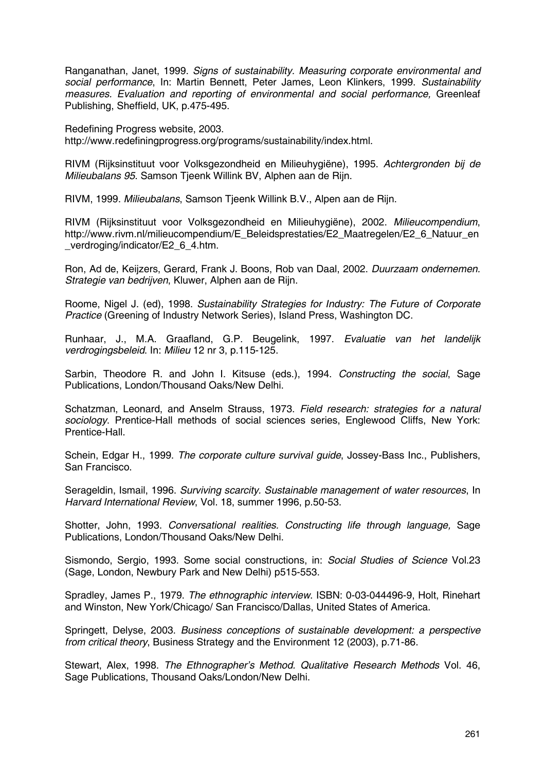Ranganathan, Janet, 1999. *Signs of sustainability. Measuring corporate environmental and social performance*, In: Martin Bennett, Peter James, Leon Klinkers, 1999. *Sustainability measures. Evaluation and reporting of environmental and social performance,* Greenleaf Publishing, Sheffield, UK, p.475-495.

Redefining Progress website, 2003.
http://www.redefiningprogress.org/programs/sustainability/index.html.

RIVM (Rijksinstituut voor Volksgezondheid en Milieuhygiëne), 1995. *Achtergronden bij de Milieubalans 95*. Samson Tjeenk Willink BV, Alphen aan de Rijn.

RIVM, 1999. *Milieubalans*, Samson Tjeenk Willink B.V., Alpen aan de Rijn.

RIVM (Rijksinstituut voor Volksgezondheid en Milieuhygiëne), 2002. *Milieucompendium*, http://www.rivm.nl/milieucompendium/E_Beleidsprestaties/E2_Maatregelen/E2_6_Natuur_en_verdroging/indicator/E2_6_4.htm.

Ron, Ad de, Keijzers, Gerard, Frank J. Boons, Rob van Daal, 2002. *Duurzaam ondernemen. Strategie van bedrijven*, Kluwer, Alphen aan de Rijn.

Roome, Nigel J. (ed), 1998. *Sustainability Strategies for Industry: The Future of Corporate Practice* (Greening of Industry Network Series), Island Press, Washington DC.

Runhaar, J., M.A. Graafland, G.P. Beugelink, 1997. *Evaluatie van het landelijk verdrogingsbeleid*. In: *Milieu* 12 nr 3, p.115-125.

Sarbin, Theodore R. and John I. Kitsuse (eds.), 1994. *Constructing the social*, Sage Publications, London/Thousand Oaks/New Delhi.

Schatzman, Leonard, and Anselm Strauss, 1973. *Field research: strategies for a natural sociology*. Prentice-Hall methods of social sciences series, Englewood Cliffs, New York: Prentice-Hall.

Schein, Edgar H., 1999. *The corporate culture survival guide*, Jossey-Bass Inc., Publishers, San Francisco.

Serageldin, Ismail, 1996. *Surviving scarcity. Sustainable management of water resources*, In *Harvard International Review*, Vol. 18, summer 1996, p.50-53.

Shotter, John, 1993. *Conversational realities. Constructing life through language,* Sage Publications, London/Thousand Oaks/New Delhi.

Sismondo, Sergio, 1993. Some social constructions, in: *Social Studies of Science* Vol.23 (Sage, London, Newbury Park and New Delhi) p515-553.

Spradley, James P., 1979. *The ethnographic interview*. ISBN: 0-03-044496-9, Holt, Rinehart and Winston, New York/Chicago/ San Francisco/Dallas, United States of America.

Springett, Delyse, 2003. *Business conceptions of sustainable development: a perspective from critical theory*, Business Strategy and the Environment 12 (2003), p.71-86.

Stewart, Alex, 1998. *The Ethnographer's Method. Qualitative Research Methods* Vol. 46, Sage Publications, Thousand Oaks/London/New Delhi.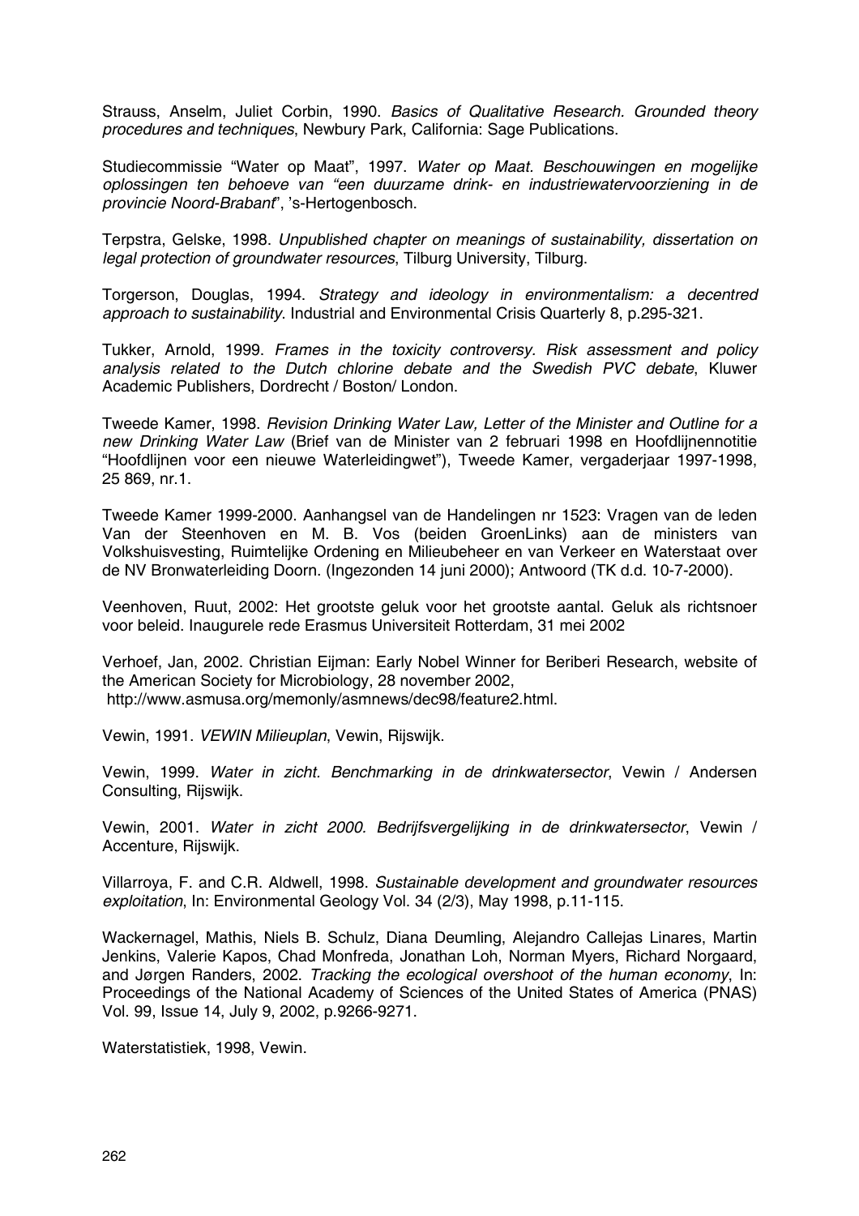Strauss, Anselm, Juliet Corbin, 1990. *Basics of Qualitative Research. Grounded theory procedures and techniques*, Newbury Park, California: Sage Publications.

Studiecommissie "Water op Maat", 1997. *Water op Maat. Beschouwingen en mogelijke oplossingen ten behoeve van "een duurzame drink- en industriewatervoorziening in de provincie Noord-Brabant*", 's-Hertogenbosch.

Terpstra, Gelske, 1998. *Unpublished chapter on meanings of sustainability, dissertation on legal protection of groundwater resources*, Tilburg University, Tilburg.

Torgerson, Douglas, 1994. *Strategy and ideology in environmentalism: a decentred approach to sustainability*. Industrial and Environmental Crisis Quarterly 8, p.295-321.

Tukker, Arnold, 1999. *Frames in the toxicity controversy. Risk assessment and policy analysis related to the Dutch chlorine debate and the Swedish PVC debate*, Kluwer Academic Publishers, Dordrecht / Boston/ London.

Tweede Kamer, 1998. *Revision Drinking Water Law, Letter of the Minister and Outline for a new Drinking Water Law* (Brief van de Minister van 2 februari 1998 en Hoofdlijnennotitie "Hoofdlijnen voor een nieuwe Waterleidingwet"), Tweede Kamer, vergaderjaar 1997-1998, 25 869, nr.1.

Tweede Kamer 1999-2000. Aanhangsel van de Handelingen nr 1523: Vragen van de leden Van der Steenhoven en M. B. Vos (beiden GroenLinks) aan de ministers van Volkshuisvesting, Ruimtelijke Ordening en Milieubeheer en van Verkeer en Waterstaat over de NV Bronwaterleiding Doorn. (Ingezonden 14 juni 2000); Antwoord (TK d.d. 10-7-2000).

Veenhoven, Ruut, 2002: Het grootste geluk voor het grootste aantal. Geluk als richtsnoer voor beleid. Inaugurele rede Erasmus Universiteit Rotterdam, 31 mei 2002

Verhoef, Jan, 2002. Christian Eijman: Early Nobel Winner for Beriberi Research, website of the American Society for Microbiology, 28 november 2002, http://www.asmusa.org/memonly/asmnews/dec98/feature2.html.

Vewin, 1991. *VEWIN Milieuplan*, Vewin, Rijswijk.

Vewin, 1999. *Water in zicht. Benchmarking in de drinkwatersector*, Vewin / Andersen Consulting, Rijswijk.

Vewin, 2001. *Water in zicht 2000. Bedrijfsvergelijking in de drinkwatersector*, Vewin / Accenture, Rijswijk.

Villarroya, F. and C.R. Aldwell, 1998. *Sustainable development and groundwater resources exploitation*, In: Environmental Geology Vol. 34 (2/3), May 1998, p.11-115.

Wackernagel, Mathis, Niels B. Schulz, Diana Deumling, Alejandro Callejas Linares, Martin Jenkins, Valerie Kapos, Chad Monfreda, Jonathan Loh, Norman Myers, Richard Norgaard, and Jørgen Randers, 2002. *Tracking the ecological overshoot of the human economy*, In: Proceedings of the National Academy of Sciences of the United States of America (PNAS) Vol. 99, Issue 14, July 9, 2002, p.9266-9271.

Waterstatistiek, 1998, Vewin.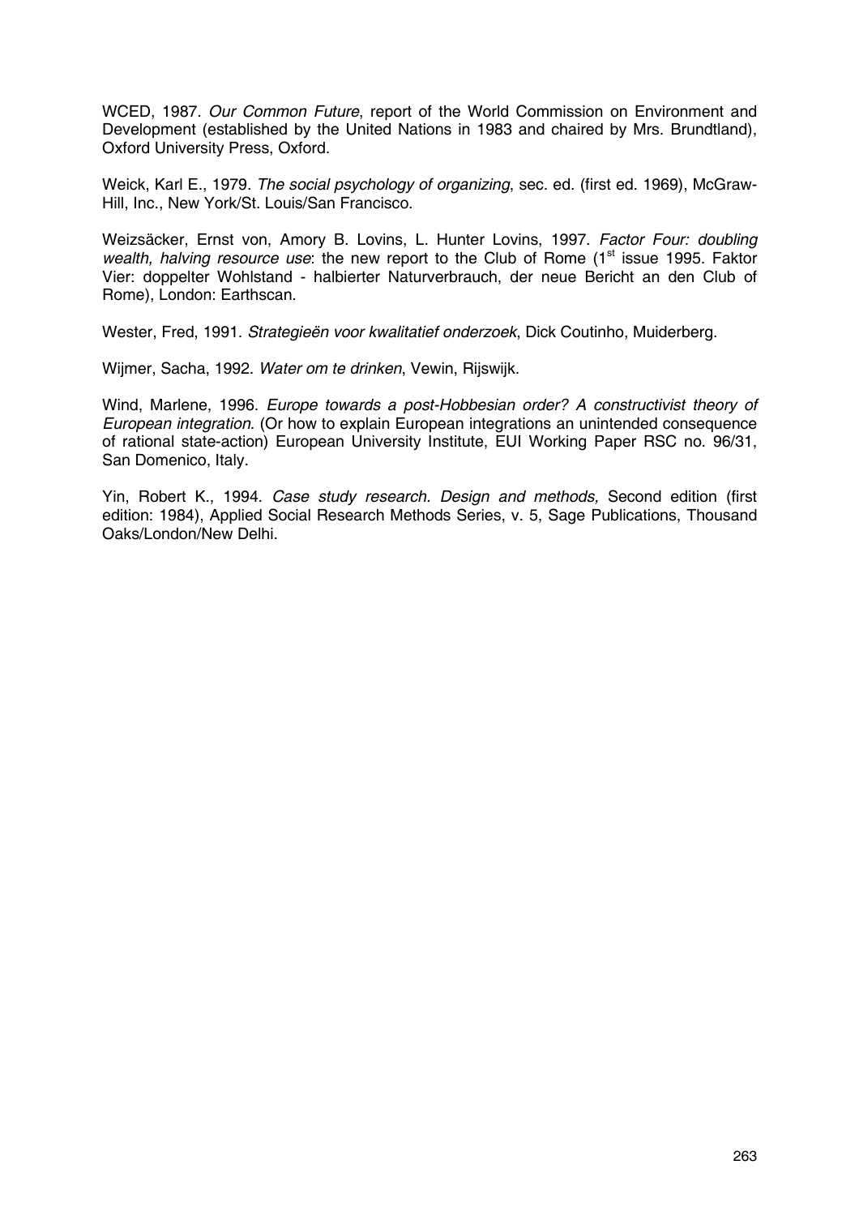WCED, 1987. *Our Common Future*, report of the World Commission on Environment and Development (established by the United Nations in 1983 and chaired by Mrs. Brundtland), Oxford University Press, Oxford.

Weick, Karl E., 1979. *The social psychology of organizing*, sec. ed. (first ed. 1969), McGraw-Hill, Inc., New York/St. Louis/San Francisco.

Weizsäcker, Ernst von, Amory B. Lovins, L. Hunter Lovins, 1997. *Factor Four: doubling wealth, halving resource use*: the new report to the Club of Rome (1st issue 1995. Faktor Vier: doppelter Wohlstand - halbierter Naturverbrauch, der neue Bericht an den Club of Rome), London: Earthscan.

Wester, Fred, 1991. *Strategieën voor kwalitatief onderzoek*, Dick Coutinho, Muiderberg.

Wijmer, Sacha, 1992. *Water om te drinken*, Vewin, Rijswijk.

Wind, Marlene, 1996. *Europe towards a post-Hobbesian order? A constructivist theory of European integration*. (Or how to explain European integrations an unintended consequence of rational state-action) European University Institute, EUI Working Paper RSC no. 96/31, San Domenico, Italy.

Yin, Robert K., 1994. *Case study research. Design and methods,* Second edition (first edition: 1984), Applied Social Research Methods Series, v. 5, Sage Publications, Thousand Oaks/London/New Delhi.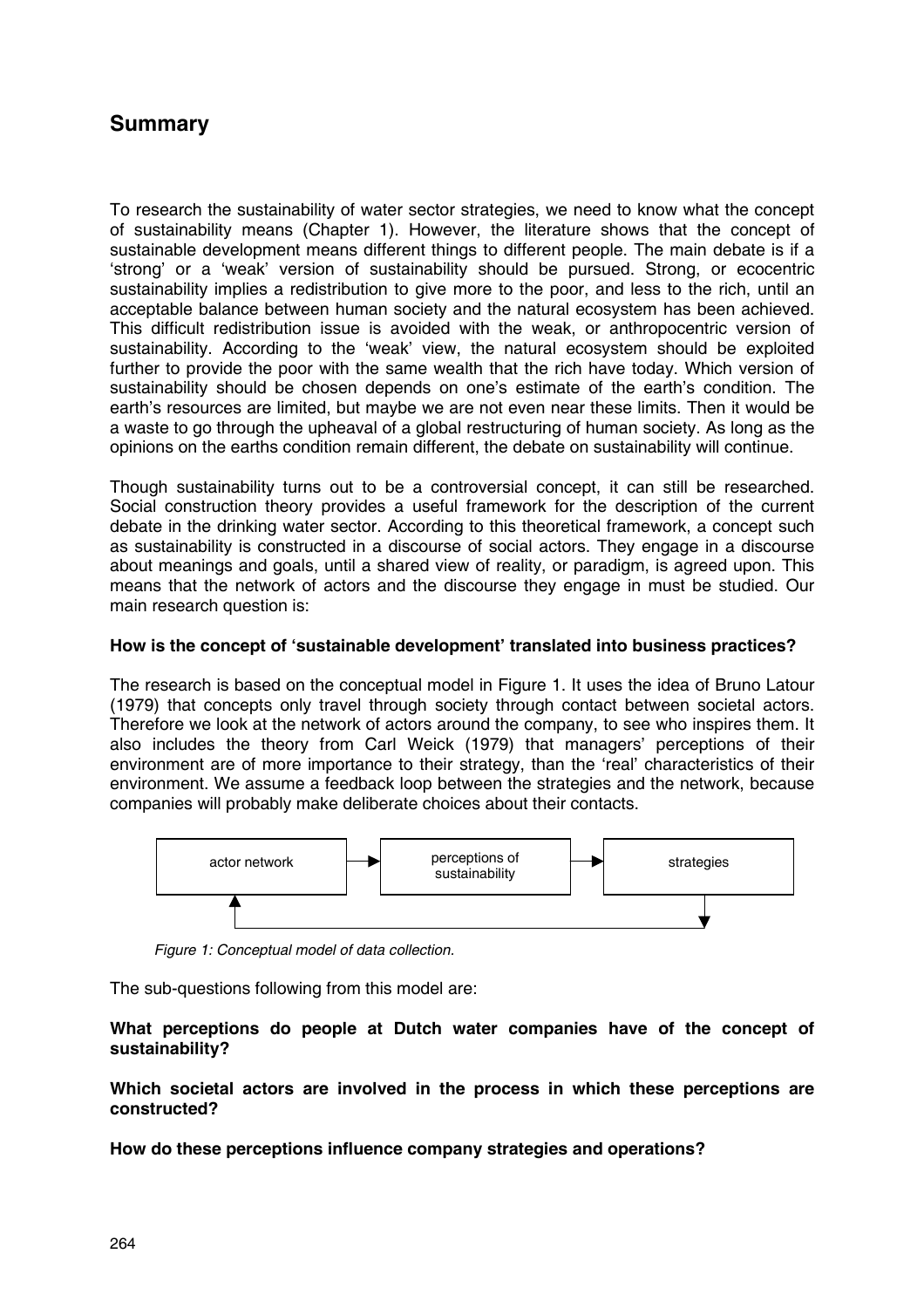## Summary

To research the sustainability of water sector strategies, we need to know what the concept of sustainability means (Chapter 1). However, the literature shows that the concept of sustainable development means different things to different people. The main debate is if a 'strong' or a 'weak' version of sustainability should be pursued. Strong, or ecocentric sustainability implies a redistribution to give more to the poor, and less to the rich, until an acceptable balance between human society and the natural ecosystem has been achieved. This difficult redistribution issue is avoided with the weak, or anthropocentric version of sustainability. According to the 'weak' view, the natural ecosystem should be exploited further to provide the poor with the same wealth that the rich have today. Which version of sustainability should be chosen depends on one's estimate of the earth's condition. The earth's resources are limited, but maybe we are not even near these limits. Then it would be a waste to go through the upheaval of a global restructuring of human society. As long as the opinions on the earths condition remain different, the debate on sustainability will continue.

Though sustainability turns out to be a controversial concept, it can still be researched. Social construction theory provides a useful framework for the description of the current debate in the drinking water sector. According to this theoretical framework, a concept such as sustainability is constructed in a discourse of social actors. They engage in a discourse about meanings and goals, until a shared view of reality, or paradigm, is agreed upon. This means that the network of actors and the discourse they engage in must be studied. Our main research question is:

**How is the concept of 'sustainable development' translated into business practices?**

The research is based on the conceptual model in Figure 1. It uses the idea of Bruno Latour (1979) that concepts only travel through society through contact between societal actors. Therefore we look at the network of actors around the company, to see who inspires them. It also includes the theory from Carl Weick (1979) that managers' perceptions of their environment are of more importance to their strategy, than the 'real' characteristics of their environment. We assume a feedback loop between the strategies and the network, because companies will probably make deliberate choices about their contacts.

```
actor network  →  perceptions of sustainability  →  strategies
      ↑                                                  |
      └──────────────────────────────────────────────────┘
```

*Figure 1: Conceptual model of data collection.*

The sub-questions following from this model are:

**What perceptions do people at Dutch water companies have of the concept of sustainability?**

**Which societal actors are involved in the process in which these perceptions are constructed?**

**How do these perceptions influence company strategies and operations?**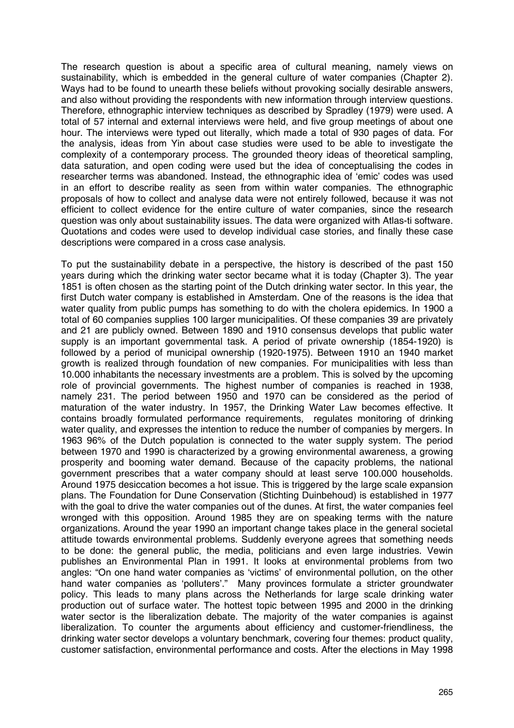The research question is about a specific area of cultural meaning, namely views on sustainability, which is embedded in the general culture of water companies (Chapter 2). Ways had to be found to unearth these beliefs without provoking socially desirable answers, and also without providing the respondents with new information through interview questions. Therefore, ethnographic interview techniques as described by Spradley (1979) were used. A total of 57 internal and external interviews were held, and five group meetings of about one hour. The interviews were typed out literally, which made a total of 930 pages of data. For the analysis, ideas from Yin about case studies were used to be able to investigate the complexity of a contemporary process. The grounded theory ideas of theoretical sampling, data saturation, and open coding were used but the idea of conceptualising the codes in researcher terms was abandoned. Instead, the ethnographic idea of 'emic' codes was used in an effort to describe reality as seen from within water companies. The ethnographic proposals of how to collect and analyse data were not entirely followed, because it was not efficient to collect evidence for the entire culture of water companies, since the research question was only about sustainability issues. The data were organized with Atlas-ti software. Quotations and codes were used to develop individual case stories, and finally these case descriptions were compared in a cross case analysis.

To put the sustainability debate in a perspective, the history is described of the past 150 years during which the drinking water sector became what it is today (Chapter 3). The year 1851 is often chosen as the starting point of the Dutch drinking water sector. In this year, the first Dutch water company is established in Amsterdam. One of the reasons is the idea that water quality from public pumps has something to do with the cholera epidemics. In 1900 a total of 60 companies supplies 100 larger municipalities. Of these companies 39 are privately and 21 are publicly owned. Between 1890 and 1910 consensus develops that public water supply is an important governmental task. A period of private ownership (1854-1920) is followed by a period of municipal ownership (1920-1975). Between 1910 an 1940 market growth is realized through foundation of new companies. For municipalities with less than 10.000 inhabitants the necessary investments are a problem. This is solved by the upcoming role of provincial governments. The highest number of companies is reached in 1938, namely 231. The period between 1950 and 1970 can be considered as the period of maturation of the water industry. In 1957, the Drinking Water Law becomes effective. It contains broadly formulated performance requirements, regulates monitoring of drinking water quality, and expresses the intention to reduce the number of companies by mergers. In 1963 96% of the Dutch population is connected to the water supply system. The period between 1970 and 1990 is characterized by a growing environmental awareness, a growing prosperity and booming water demand. Because of the capacity problems, the national government prescribes that a water company should at least serve 100.000 households. Around 1975 desiccation becomes a hot issue. This is triggered by the large scale expansion plans. The Foundation for Dune Conservation (Stichting Duinbehoud) is established in 1977 with the goal to drive the water companies out of the dunes. At first, the water companies feel wronged with this opposition. Around 1985 they are on speaking terms with the nature organizations. Around the year 1990 an important change takes place in the general societal attitude towards environmental problems. Suddenly everyone agrees that something needs to be done: the general public, the media, politicians and even large industries. Vewin publishes an Environmental Plan in 1991. It looks at environmental problems from two angles: "On one hand water companies as 'victims' of environmental pollution, on the other hand water companies as 'polluters'." Many provinces formulate a stricter groundwater policy. This leads to many plans across the Netherlands for large scale drinking water production out of surface water. The hottest topic between 1995 and 2000 in the drinking water sector is the liberalization debate. The majority of the water companies is against liberalization. To counter the arguments about efficiency and customer-friendliness, the drinking water sector develops a voluntary benchmark, covering four themes: product quality, customer satisfaction, environmental performance and costs. After the elections in May 1998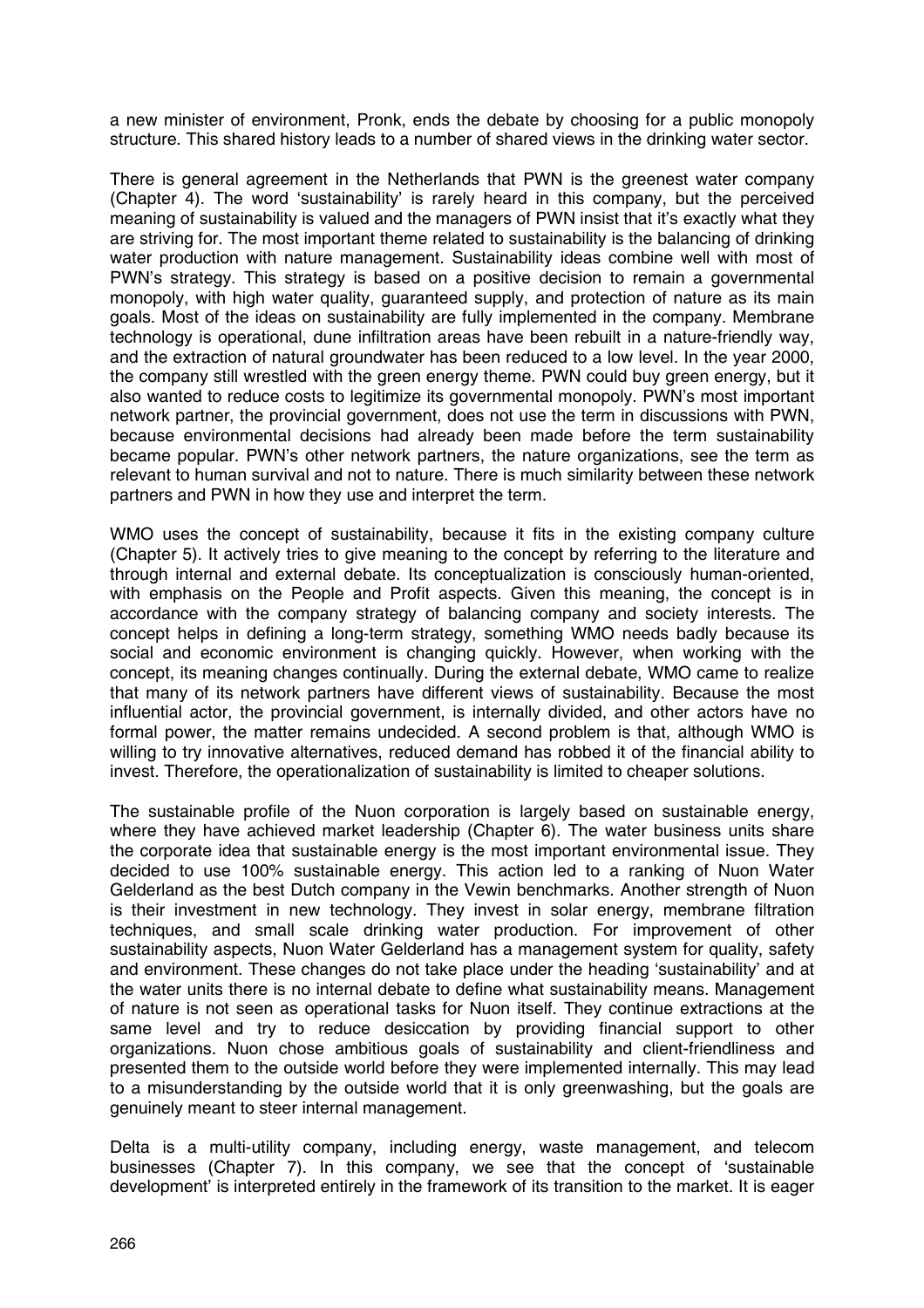a new minister of environment, Pronk, ends the debate by choosing for a public monopoly structure. This shared history leads to a number of shared views in the drinking water sector.

There is general agreement in the Netherlands that PWN is the greenest water company (Chapter 4). The word 'sustainability' is rarely heard in this company, but the perceived meaning of sustainability is valued and the managers of PWN insist that it's exactly what they are striving for. The most important theme related to sustainability is the balancing of drinking water production with nature management. Sustainability ideas combine well with most of PWN's strategy. This strategy is based on a positive decision to remain a governmental monopoly, with high water quality, guaranteed supply, and protection of nature as its main goals. Most of the ideas on sustainability are fully implemented in the company. Membrane technology is operational, dune infiltration areas have been rebuilt in a nature-friendly way, and the extraction of natural groundwater has been reduced to a low level. In the year 2000, the company still wrestled with the green energy theme. PWN could buy green energy, but it also wanted to reduce costs to legitimize its governmental monopoly. PWN's most important network partner, the provincial government, does not use the term in discussions with PWN, because environmental decisions had already been made before the term sustainability became popular. PWN's other network partners, the nature organizations, see the term as relevant to human survival and not to nature. There is much similarity between these network partners and PWN in how they use and interpret the term.

WMO uses the concept of sustainability, because it fits in the existing company culture (Chapter 5). It actively tries to give meaning to the concept by referring to the literature and through internal and external debate. Its conceptualization is consciously human-oriented, with emphasis on the People and Profit aspects. Given this meaning, the concept is in accordance with the company strategy of balancing company and society interests. The concept helps in defining a long-term strategy, something WMO needs badly because its social and economic environment is changing quickly. However, when working with the concept, its meaning changes continually. During the external debate, WMO came to realize that many of its network partners have different views of sustainability. Because the most influential actor, the provincial government, is internally divided, and other actors have no formal power, the matter remains undecided. A second problem is that, although WMO is willing to try innovative alternatives, reduced demand has robbed it of the financial ability to invest. Therefore, the operationalization of sustainability is limited to cheaper solutions.

The sustainable profile of the Nuon corporation is largely based on sustainable energy, where they have achieved market leadership (Chapter 6). The water business units share the corporate idea that sustainable energy is the most important environmental issue. They decided to use 100% sustainable energy. This action led to a ranking of Nuon Water Gelderland as the best Dutch company in the Vewin benchmarks. Another strength of Nuon is their investment in new technology. They invest in solar energy, membrane filtration techniques, and small scale drinking water production. For improvement of other sustainability aspects, Nuon Water Gelderland has a management system for quality, safety and environment. These changes do not take place under the heading 'sustainability' and at the water units there is no internal debate to define what sustainability means. Management of nature is not seen as operational tasks for Nuon itself. They continue extractions at the same level and try to reduce desiccation by providing financial support to other organizations. Nuon chose ambitious goals of sustainability and client-friendliness and presented them to the outside world before they were implemented internally. This may lead to a misunderstanding by the outside world that it is only greenwashing, but the goals are genuinely meant to steer internal management.

Delta is a multi-utility company, including energy, waste management, and telecom businesses (Chapter 7). In this company, we see that the concept of 'sustainable development' is interpreted entirely in the framework of its transition to the market. It is eager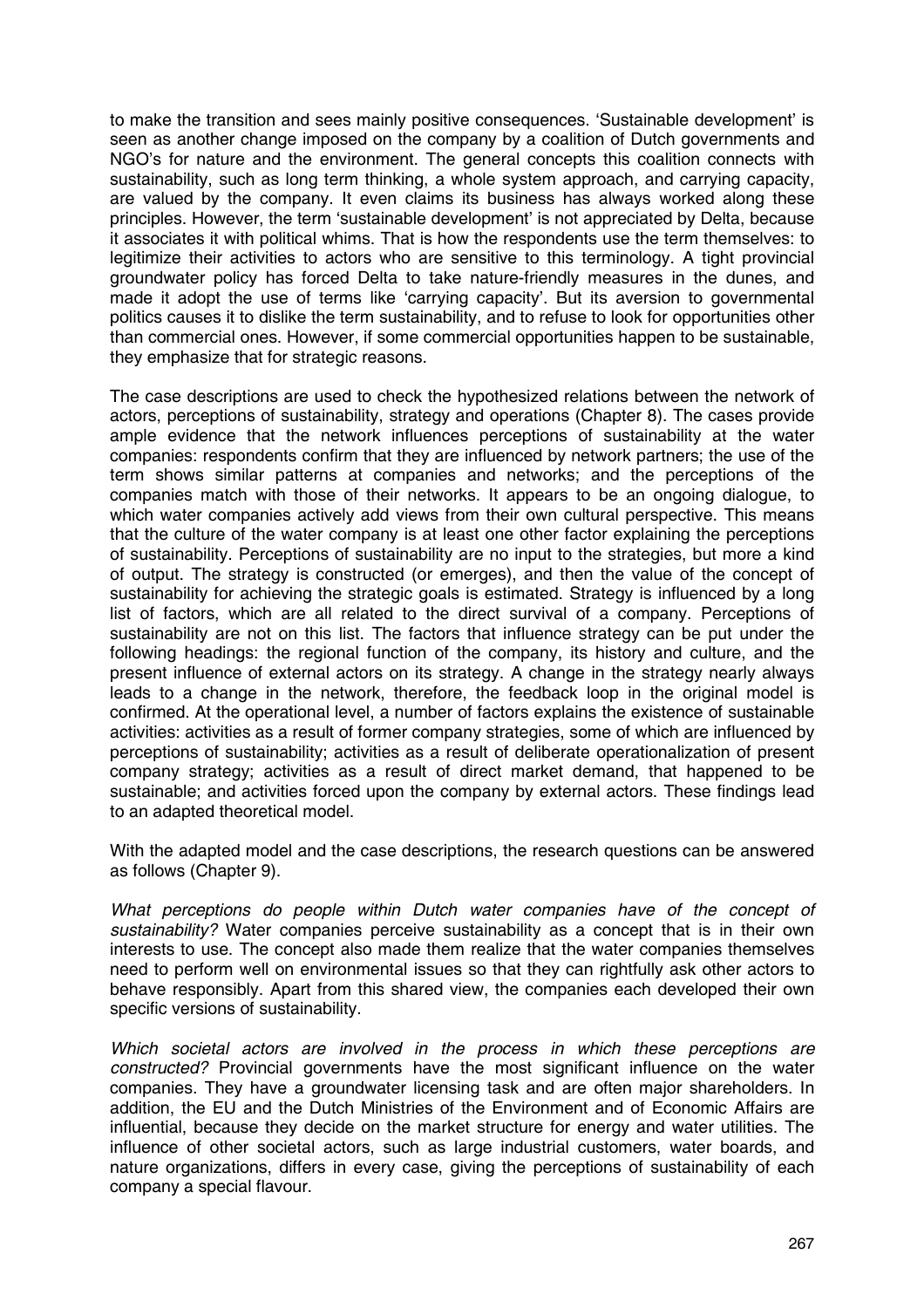to make the transition and sees mainly positive consequences. 'Sustainable development' is seen as another change imposed on the company by a coalition of Dutch governments and NGO's for nature and the environment. The general concepts this coalition connects with sustainability, such as long term thinking, a whole system approach, and carrying capacity, are valued by the company. It even claims its business has always worked along these principles. However, the term 'sustainable development' is not appreciated by Delta, because it associates it with political whims. That is how the respondents use the term themselves: to legitimize their activities to actors who are sensitive to this terminology. A tight provincial groundwater policy has forced Delta to take nature-friendly measures in the dunes, and made it adopt the use of terms like 'carrying capacity'. But its aversion to governmental politics causes it to dislike the term sustainability, and to refuse to look for opportunities other than commercial ones. However, if some commercial opportunities happen to be sustainable, they emphasize that for strategic reasons.

The case descriptions are used to check the hypothesized relations between the network of actors, perceptions of sustainability, strategy and operations (Chapter 8). The cases provide ample evidence that the network influences perceptions of sustainability at the water companies: respondents confirm that they are influenced by network partners; the use of the term shows similar patterns at companies and networks; and the perceptions of the companies match with those of their networks. It appears to be an ongoing dialogue, to which water companies actively add views from their own cultural perspective. This means that the culture of the water company is at least one other factor explaining the perceptions of sustainability. Perceptions of sustainability are no input to the strategies, but more a kind of output. The strategy is constructed (or emerges), and then the value of the concept of sustainability for achieving the strategic goals is estimated. Strategy is influenced by a long list of factors, which are all related to the direct survival of a company. Perceptions of sustainability are not on this list. The factors that influence strategy can be put under the following headings: the regional function of the company, its history and culture, and the present influence of external actors on its strategy. A change in the strategy nearly always leads to a change in the network, therefore, the feedback loop in the original model is confirmed. At the operational level, a number of factors explains the existence of sustainable activities: activities as a result of former company strategies, some of which are influenced by perceptions of sustainability; activities as a result of deliberate operationalization of present company strategy; activities as a result of direct market demand, that happened to be sustainable; and activities forced upon the company by external actors. These findings lead to an adapted theoretical model.

With the adapted model and the case descriptions, the research questions can be answered as follows (Chapter 9).

*What perceptions do people within Dutch water companies have of the concept of sustainability?* Water companies perceive sustainability as a concept that is in their own interests to use. The concept also made them realize that the water companies themselves need to perform well on environmental issues so that they can rightfully ask other actors to behave responsibly. Apart from this shared view, the companies each developed their own specific versions of sustainability.

*Which societal actors are involved in the process in which these perceptions are constructed?* Provincial governments have the most significant influence on the water companies. They have a groundwater licensing task and are often major shareholders. In addition, the EU and the Dutch Ministries of the Environment and of Economic Affairs are influential, because they decide on the market structure for energy and water utilities. The influence of other societal actors, such as large industrial customers, water boards, and nature organizations, differs in every case, giving the perceptions of sustainability of each company a special flavour.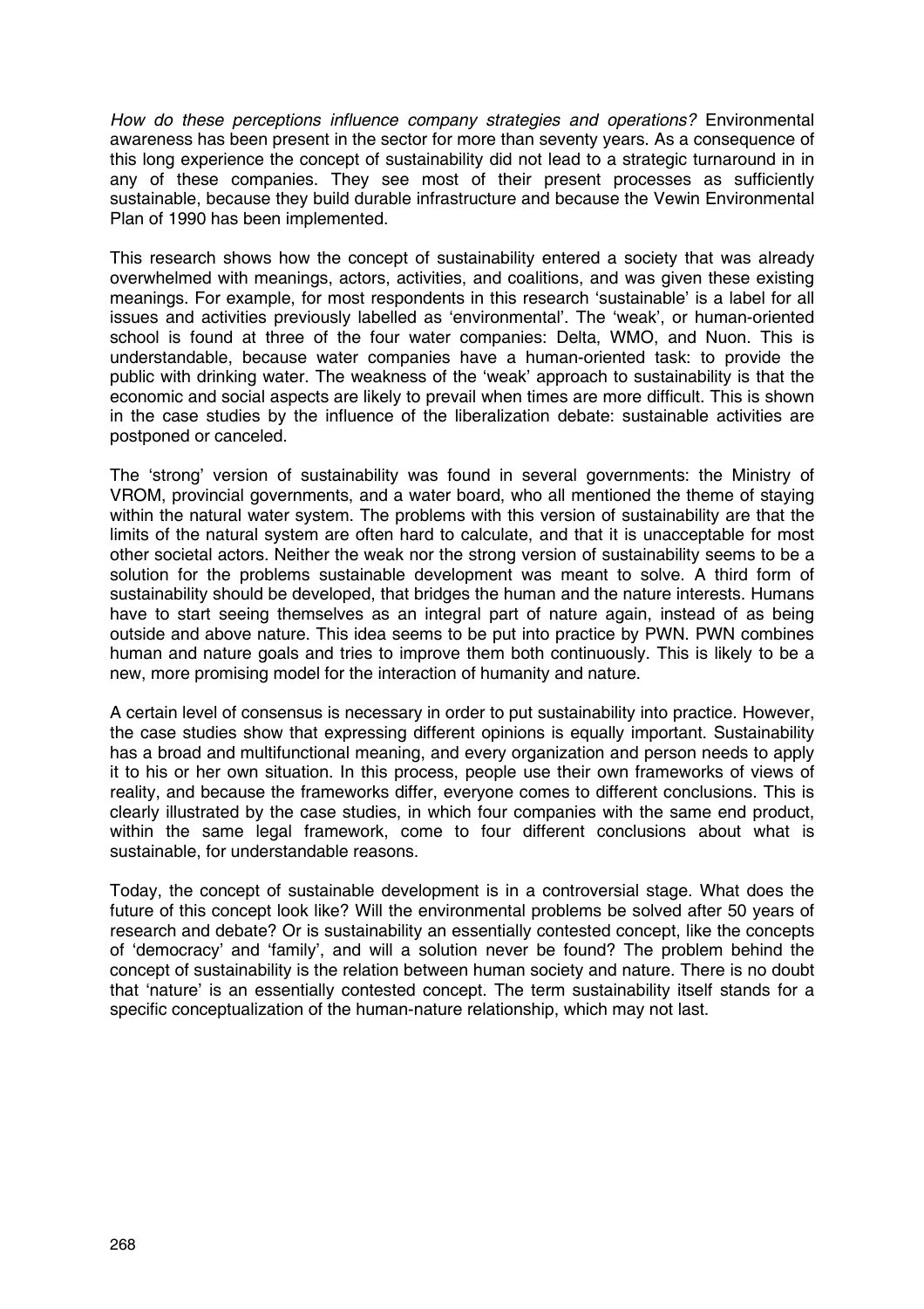*How do these perceptions influence company strategies and operations?* Environmental awareness has been present in the sector for more than seventy years. As a consequence of this long experience the concept of sustainability did not lead to a strategic turnaround in in any of these companies. They see most of their present processes as sufficiently sustainable, because they build durable infrastructure and because the Vewin Environmental Plan of 1990 has been implemented.

This research shows how the concept of sustainability entered a society that was already overwhelmed with meanings, actors, activities, and coalitions, and was given these existing meanings. For example, for most respondents in this research 'sustainable' is a label for all issues and activities previously labelled as 'environmental'. The 'weak', or human-oriented school is found at three of the four water companies: Delta, WMO, and Nuon. This is understandable, because water companies have a human-oriented task: to provide the public with drinking water. The weakness of the 'weak' approach to sustainability is that the economic and social aspects are likely to prevail when times are more difficult. This is shown in the case studies by the influence of the liberalization debate: sustainable activities are postponed or canceled.

The 'strong' version of sustainability was found in several governments: the Ministry of VROM, provincial governments, and a water board, who all mentioned the theme of staying within the natural water system. The problems with this version of sustainability are that the limits of the natural system are often hard to calculate, and that it is unacceptable for most other societal actors. Neither the weak nor the strong version of sustainability seems to be a solution for the problems sustainable development was meant to solve. A third form of sustainability should be developed, that bridges the human and the nature interests. Humans have to start seeing themselves as an integral part of nature again, instead of as being outside and above nature. This idea seems to be put into practice by PWN. PWN combines human and nature goals and tries to improve them both continuously. This is likely to be a new, more promising model for the interaction of humanity and nature.

A certain level of consensus is necessary in order to put sustainability into practice. However, the case studies show that expressing different opinions is equally important. Sustainability has a broad and multifunctional meaning, and every organization and person needs to apply it to his or her own situation. In this process, people use their own frameworks of views of reality, and because the frameworks differ, everyone comes to different conclusions. This is clearly illustrated by the case studies, in which four companies with the same end product, within the same legal framework, come to four different conclusions about what is sustainable, for understandable reasons.

Today, the concept of sustainable development is in a controversial stage. What does the future of this concept look like? Will the environmental problems be solved after 50 years of research and debate? Or is sustainability an essentially contested concept, like the concepts of 'democracy' and 'family', and will a solution never be found? The problem behind the concept of sustainability is the relation between human society and nature. There is no doubt that 'nature' is an essentially contested concept. The term sustainability itself stands for a specific conceptualization of the human-nature relationship, which may not last.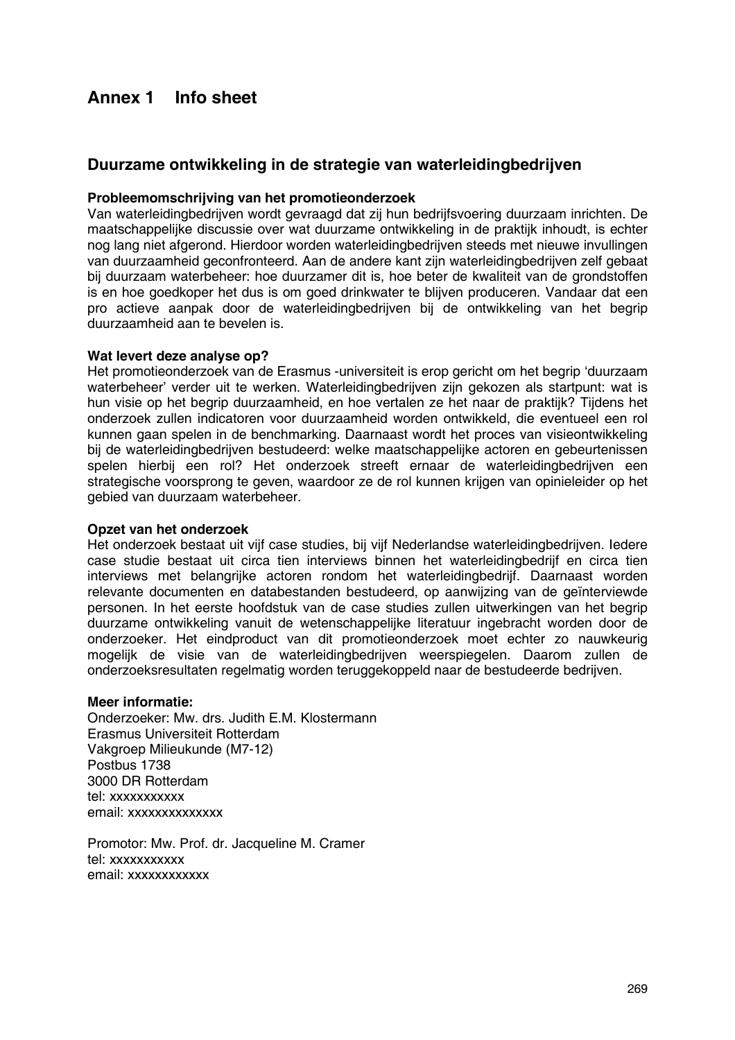# Annex 1 Info sheet

## Duurzame ontwikkeling in de strategie van waterleidingbedrijven

**Probleemomschrijving van het promotieonderzoek**

Van waterleidingbedrijven wordt gevraagd dat zij hun bedrijfsvoering duurzaam inrichten. De maatschappelijke discussie over wat duurzame ontwikkeling in de praktijk inhoudt, is echter nog lang niet afgerond. Hierdoor worden waterleidingbedrijven steeds met nieuwe invullingen van duurzaamheid geconfronteerd. Aan de andere kant zijn waterleidingbedrijven zelf gebaat bij duurzaam waterbeheer: hoe duurzamer dit is, hoe beter de kwaliteit van de grondstoffen is en hoe goedkoper het dus is om goed drinkwater te blijven produceren. Vandaar dat een pro actieve aanpak door de waterleidingbedrijven bij de ontwikkeling van het begrip duurzaamheid aan te bevelen is.

**Wat levert deze analyse op?**

Het promotieonderzoek van de Erasmus -universiteit is erop gericht om het begrip 'duurzaam waterbeheer' verder uit te werken. Waterleidingbedrijven zijn gekozen als startpunt: wat is hun visie op het begrip duurzaamheid, en hoe vertalen ze het naar de praktijk? Tijdens het onderzoek zullen indicatoren voor duurzaamheid worden ontwikkeld, die eventueel een rol kunnen gaan spelen in de benchmarking. Daarnaast wordt het proces van visieontwikkeling bij de waterleidingbedrijven bestudeerd: welke maatschappelijke actoren en gebeurtenissen spelen hierbij een rol? Het onderzoek streeft ernaar de waterleidingbedrijven een strategische voorsprong te geven, waardoor ze de rol kunnen krijgen van opinieleider op het gebied van duurzaam waterbeheer.

**Opzet van het onderzoek**

Het onderzoek bestaat uit vijf case studies, bij vijf Nederlandse waterleidingbedrijven. Iedere case studie bestaat uit circa tien interviews binnen het waterleidingbedrijf en circa tien interviews met belangrijke actoren rondom het waterleidingbedrijf. Daarnaast worden relevante documenten en databestanden bestudeerd, op aanwijzing van de geïnterviewde personen. In het eerste hoofdstuk van de case studies zullen uitwerkingen van het begrip duurzame ontwikkeling vanuit de wetenschappelijke literatuur ingebracht worden door de onderzoeker. Het eindproduct van dit promotieonderzoek moet echter zo nauwkeurig mogelijk de visie van de waterleidingbedrijven weerspiegelen. Daarom zullen de onderzoeksresultaten regelmatig worden teruggekoppeld naar de bestudeerde bedrijven.

**Meer informatie:**

Onderzoeker: Mw. drs. Judith E.M. Klostermann
Erasmus Universiteit Rotterdam
Vakgroep Milieukunde (M7-12)
Postbus 1738
3000 DR Rotterdam
tel: xxxxxxxxxxx
email: xxxxxxxxxxxxxx

Promotor: Mw. Prof. dr. Jacqueline M. Cramer
tel: xxxxxxxxxxx
email: xxxxxxxxxxxx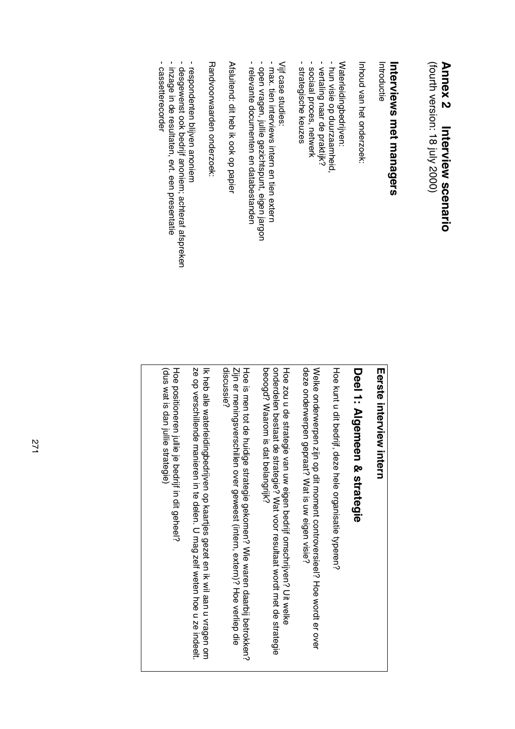# Annex 2 Interview scenario

(fourth version: 18 july 2000)

## Interviews met managers

Introductie

Inhoud van het onderzoek:

Waterleidingbedrijven:
- hun visie op duurzaamheid,
- vertaling naar de praktijk?
- sociaal proces, netwerk
- strategische keuzes

Vijf case studies:
- max. tien interviews intern en tien extern
- open vragen, jullie gezichtspunt, eigen jargon
- relevante documenten en databestanden

Afsluitend: dit heb ik ook op papier

Randvoorwaarden onderzoek:

- respondenten blijven anoniem
- desgewenst ook bedrijf anoniem; achteraf afspreken
- inzage in de resultaten, evt. een presentatie
- cassetterecorder

## Eerste interview intern

### Deel 1: Algemeen & strategie

Hoe kunt u dit bedrijf, deze hele organisatie typeren?

Welke onderwerpen zijn op dit moment controversieel? Hoe wordt er over deze onderwerpen gepraat? Wat is uw eigen visie?

Hoe zou u de strategie van uw eigen bedrijf omschrijven? Uit welke onderdelen bestaat de strategie? Wat voor resultaat wordt met de strategie beoogd? Waarom is dat belangrijk?

Hoe is men tot de huidige strategie gekomen? Wie waren daarbij betrokken? Zijn er meningsverschillen over geweest (intern, extern)? Hoe verliep die discussie?

Ik heb alle waterleidingbedrijven op kaartjes gezet en ik wil aan u vragen om ze op verschillende manieren in te delen. U mag zelf weten hoe u ze indeelt.

Hoe positioneren jullie je bedrijf in dit geheel?
(dus wat is dan jullie strategie)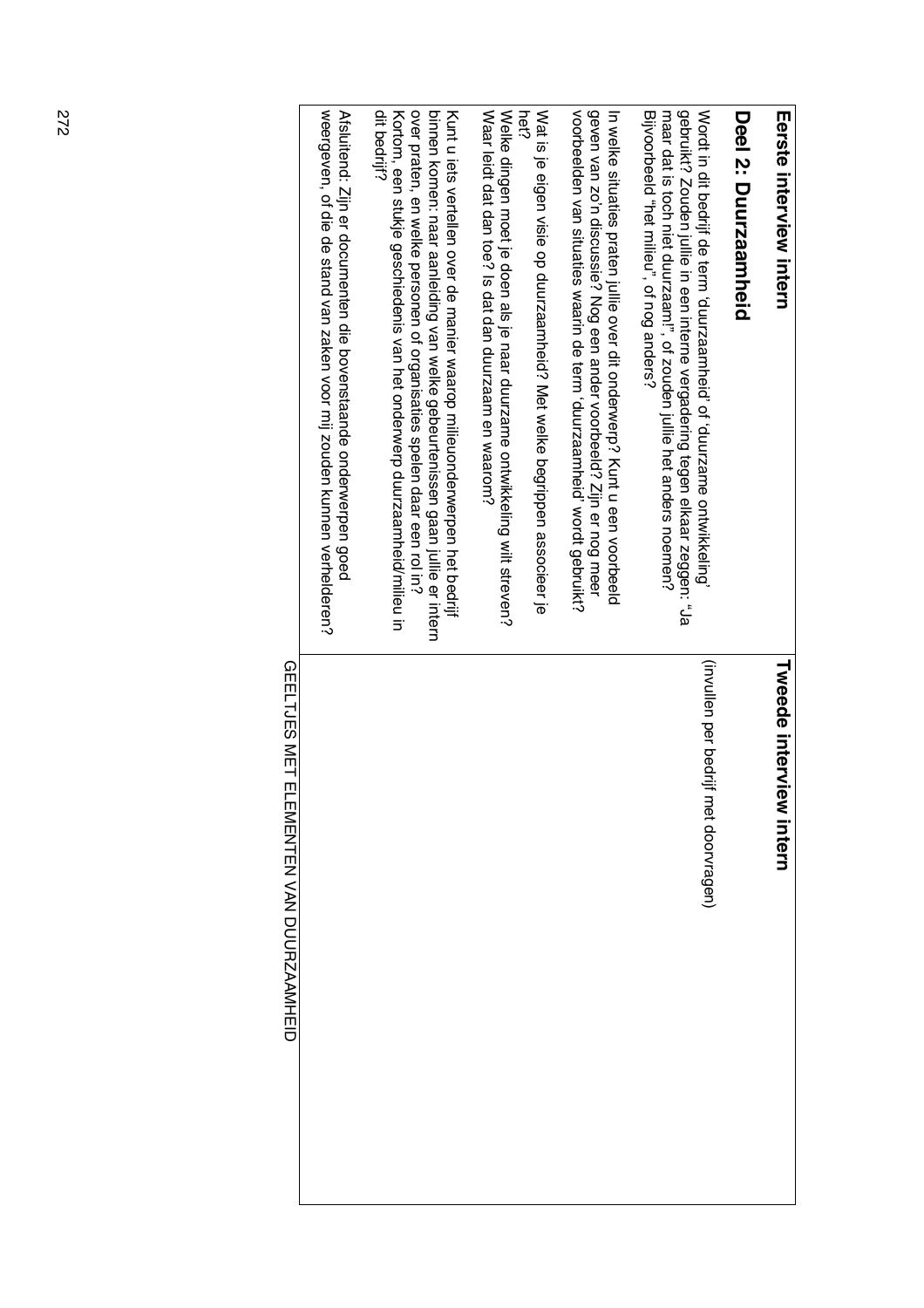| Eerste interview intern | Tweede interview intern |
| --- | --- |
| **Deel 2: Duurzaamheid**<br><br>Wordt in dit bedrijf de term 'duurzaamheid' of 'duurzame ontwikkeling' gebruikt? Zouden jullie in een interne vergadering tegen elkaar zeggen: "Ja maar dat is toch niet duurzaam!", of zouden jullie het anders noemen? Bijvoorbeeld "het milieu", of nog anders?<br><br>In welke situaties praten jullie over dit onderwerp? Kunt u een voorbeeld geven van zo'n discussie? Nog een ander voorbeeld? Zijn er nog meer voorbeelden van situaties waarin de term 'duurzaamheid' wordt gebruikt?<br><br>Wat is je eigen visie op duurzaamheid? Met welke begrippen associeer je het?<br>Welke dingen moet je doen als je naar duurzame ontwikkeling wilt streven? Waar leidt dat dan toe? Is dat dan duurzaam en waarom?<br><br>Kunt u iets vertellen over de manier waarop milieuonderwerpen het bedrijf binnen komen: naar aanleiding van welke gebeurtenissen gaan jullie er intern over praten, en welke personen of organisaties spelen daar een rol in?<br>Kortom, een stukje geschiedenis van het onderwerp duurzaamheid/milieu in dit bedrijf?<br><br>Afsluitend: Zijn er documenten die bovenstaande onderwerpen goed weergeven, of die de stand van zaken voor mij zouden kunnen verhelderen? | (invullen per bedrijf met doorvragen) |

GEELTJES MET ELEMENTEN VAN DUURZAAMHEID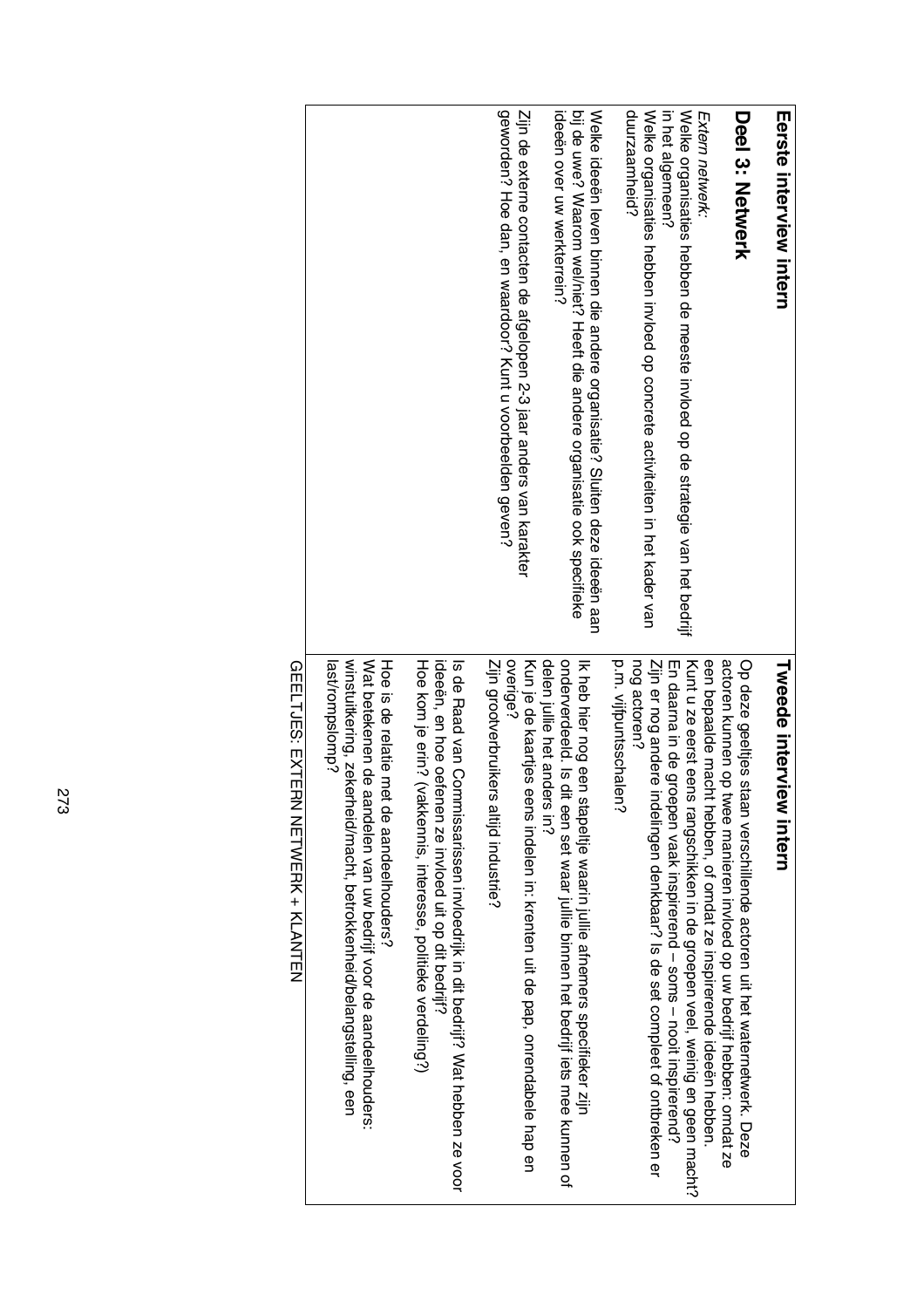## Eerste interview intern

### Deel 3: Netwerk

*Extern netwerk:*
Welke organisaties hebben de meeste invloed op de strategie van het bedrijf in het algemeen?
Welke organisaties hebben invloed op concrete activiteiten in het kader van duurzaamheid?

Welke ideeën leven binnen die andere organisatie? Sluiten deze ideeën aan bij de uwe? Waarom wel/niet? Heeft die andere organisatie ook specifieke ideeën over uw werkterrein?

Zijn de externe contacten de afgelopen 2-3 jaar anders van karakter geworden? Hoe dan, en waardoor? Kunt u voorbeelden geven?

## Tweede interview intern

Op deze geeltjes staan verschillende actoren uit het waternetwerk. Deze actoren kunnen op twee manieren invloed op uw bedrijf hebben: omdat ze een bepaalde macht hebben, of omdat ze inspirerende ideeën hebben.
Kunt u ze eerst eens rangschikken in de groepen veel, weinig en geen macht?
En daarna in de groepen vaak inspirerend – soms – nooit inspirerend?
Zijn er nog andere indelingen denkbaar? Is de set compleet of ontbreken er nog actoren?
p.m. vijfpuntsschalen?

Ik heb hier nog een stapeltje waarin jullie afnemers specifieker zijn onderverdeeld. Is dit een set waar jullie binnen het bedrijf iets mee kunnen of delen jullie het anders in?
Kun je de kaartjes eens indelen in: krenten uit de pap, onrendabele hap en overige?
Zijn grootverbruikers altijd industrie?

Is de Raad van Commissarissen invloedrijk in dit bedrijf? Wat hebben ze voor ideeën, en hoe oefenen ze invloed uit op dit bedrijf?
Hoe kom je erin? (vakkennis, interesse, politieke verdeling?)

Hoe is de relatie met de aandeelhouders?
Wat betekenen de aandelen van uw bedrijf voor de aandeelhouders: winstuitkering, zekerheid/macht, betrokkenheid/belangstelling, een last/rompslomp?

GEELTJES: EXTERN NETWERK + KLANTEN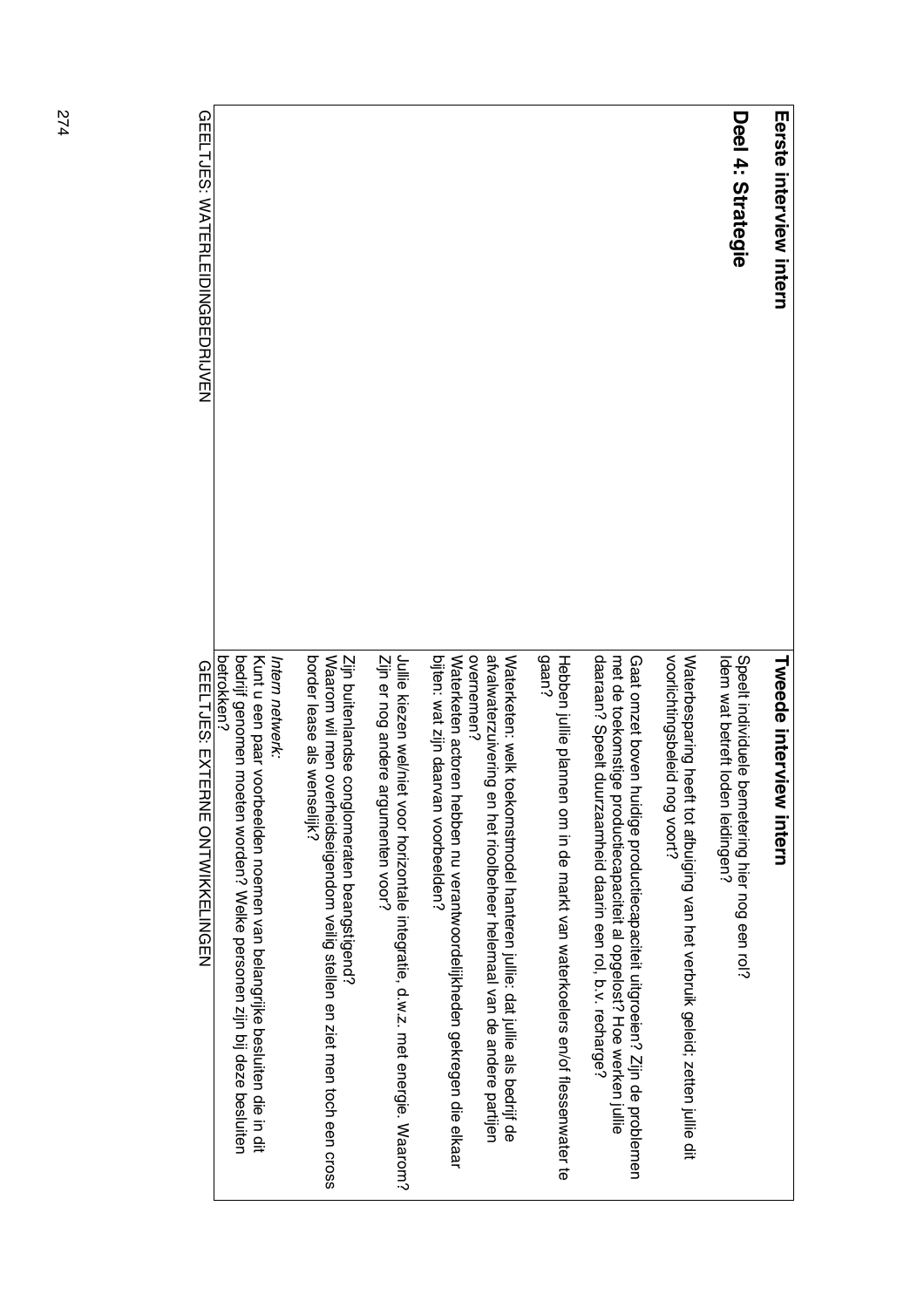| Eerste interview intern | Tweede interview intern |
|---|---|
| **Deel 4: Strategie** | Speelt individuele bemetering hier nog een rol?<br>Idem wat betreft loden leidingen?<br><br>Waterbesparing heeft tot afbuiging van het verbruik geleid; zetten jullie dit voorlichtingsbeleid nog voort?<br><br>Gaat omzet boven huidige productiecapaciteit uitgroeien? Zijn de problemen met de toekomstige productiecapaciteit al opgelost? Hoe werken jullie daaraan? Speelt duurzaamheid daarin een rol, b.v. recharge?<br><br>Hebben jullie plannen om in de markt van waterkoelers en/of flessenwater te gaan?<br><br>Waterketen: welk toekomstmodel hanteren jullie: dat jullie als bedrijf de afvalwaterzuivering en het rioolbeheer helemaal van de andere partijen overnemen?<br>Waterketen actoren hebben nu verantwoordelijkheden gekregen die elkaar bijten: wat zijn daarvan voorbeelden?<br><br>Jullie kiezen wel/niet voor horizontale integratie, d.w.z. met energie. Waarom? Zijn er nog andere argumenten voor?<br><br>Zijn buitenlandse conglomeraten beangstigend?<br>Waarom wil men overheidseigendom veilig stellen en ziet men toch een cross border lease als wenselijk?<br><br>*Intern netwerk:*<br>Kunt u een paar voorbeelden noemen van belangrijke besluiten die in dit bedrijf genomen moeten worden? Welke personen zijn bij deze besluiten betrokken? |

GEELTJES: WATERLEIDINGBEDRIJVEN

GEELTJES: EXTERNE ONTWIKKELINGEN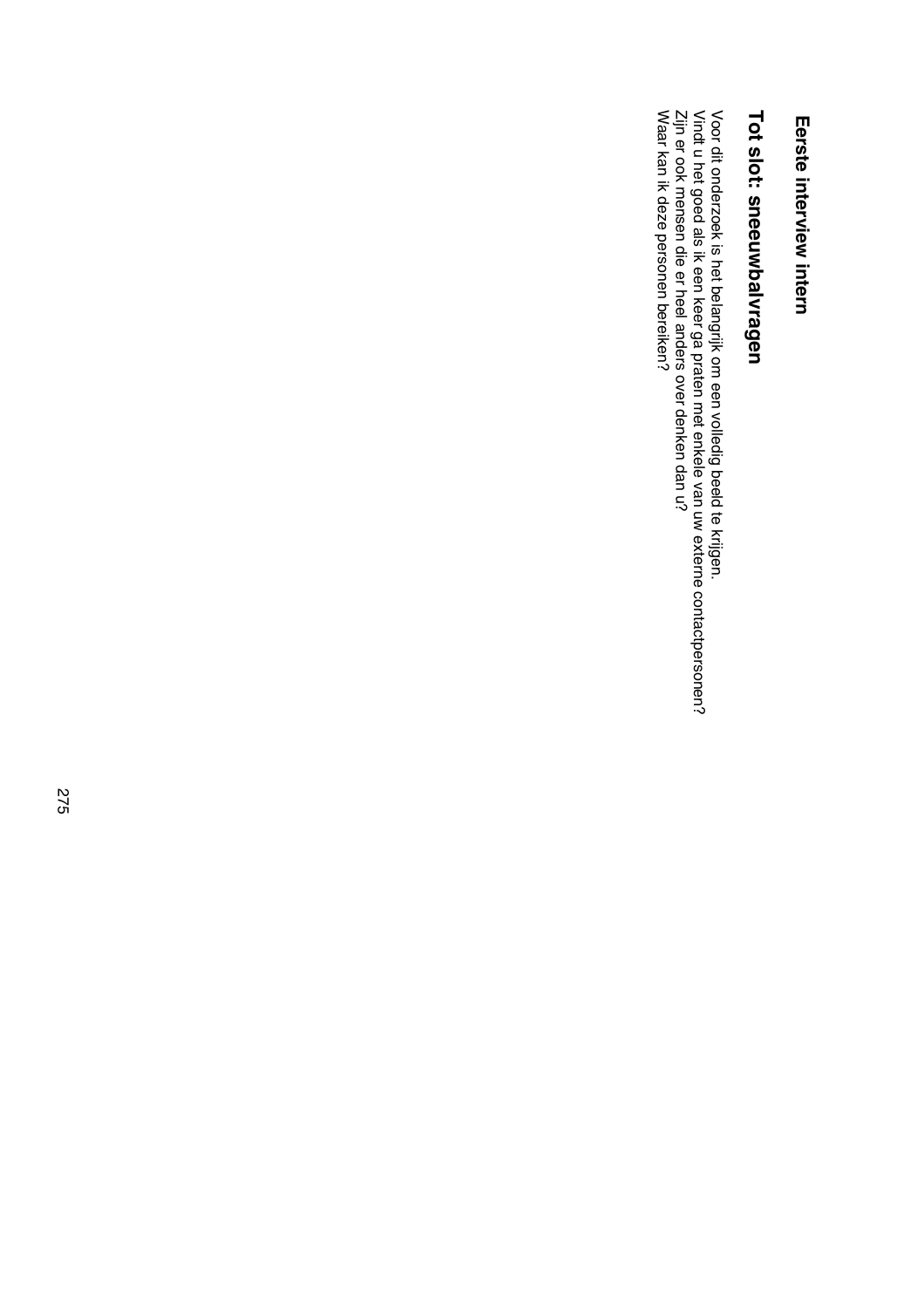**Eerste interview intern**

## Tot slot: sneeuwbalvragen

Voor dit onderzoek is het belangrijk om een volledig beeld te krijgen.
Vindt u het goed als ik een keer ga praten met enkele van uw externe contactpersonen?
Zijn er ook mensen die er heel anders over denken dan u?
Waar kan ik deze personen bereiken?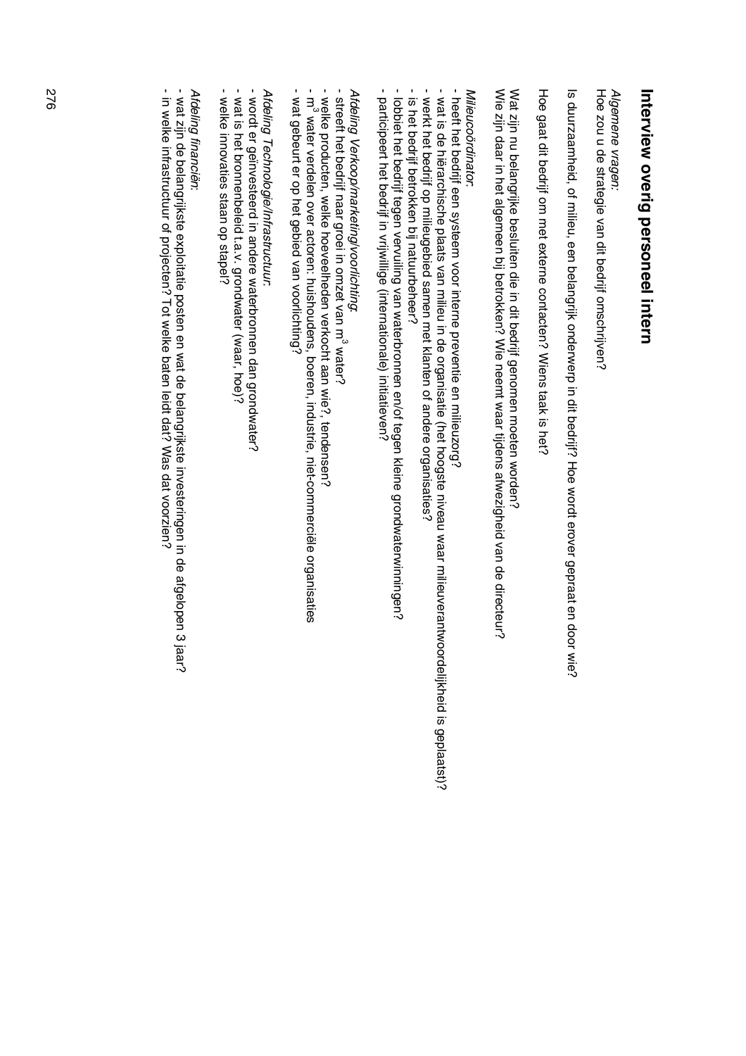# Interview overig personeel intern

*Algemene vragen:*

Hoe zou u de strategie van dit bedrijf omschrijven?

Is duurzaamheid, of milieu, een belangrijk onderwerp in dit bedrijf? Hoe wordt erover gepraat en door wie?

Hoe gaat dit bedrijf om met externe contacten? Wiens taak is het?

Wat zijn nu belangrijke besluiten die in dit bedrijf genomen moeten worden?
Wie zijn daar in het algemeen bij betrokken? Wie neemt waar tijdens afwezigheid van de directeur?

*Milieucoördinator:*

- heeft het bedrijf een systeem voor interne preventie en milieuzorg?
- wat is de hiërarchische plaats van milieu in de organisatie (het hoogste niveau waar milieuverantwoordelijkheid is geplaatst)?
- werkt het bedrijf op milieugebied samen met klanten of andere organisaties?
- is het bedrijf betrokken bij natuurbeheer?
- lobbiet het bedrijf tegen vervuiling van waterbronnen en/of tegen kleine grondwaterwinningen?
- participeert het bedrijf in vrijwillige (internationale) initiatieven?

*Afdeling Verkoop/marketing/voorlichting:*

- streeft het bedrijf naar groei in omzet van $m^3$ water?
- welke producten, welke hoeveelheden verkocht aan wie?, tendensen?
- $m^3$ water verdelen over actoren: huishoudens, boeren, industrie, niet-commerciële organisaties
- wat gebeurt er op het gebied van voorlichting?

*Afdeling Technologie/Infrastructuur:*

- wordt er geïnvesteerd in andere waterbronnen dan grondwater?
- wat is het bronnenbeleid t.a.v. grondwater (waar, hoe)?
- welke innovaties staan op stapel?

*Afdeling financiën:*

- wat zijn de belangrijkste exploitatie posten en wat de belangrijkste investeringen in de afgelopen 3 jaar?
- in welke infrastructuur of projecten? Tot welke baten leidt dat? Was dat voorzien?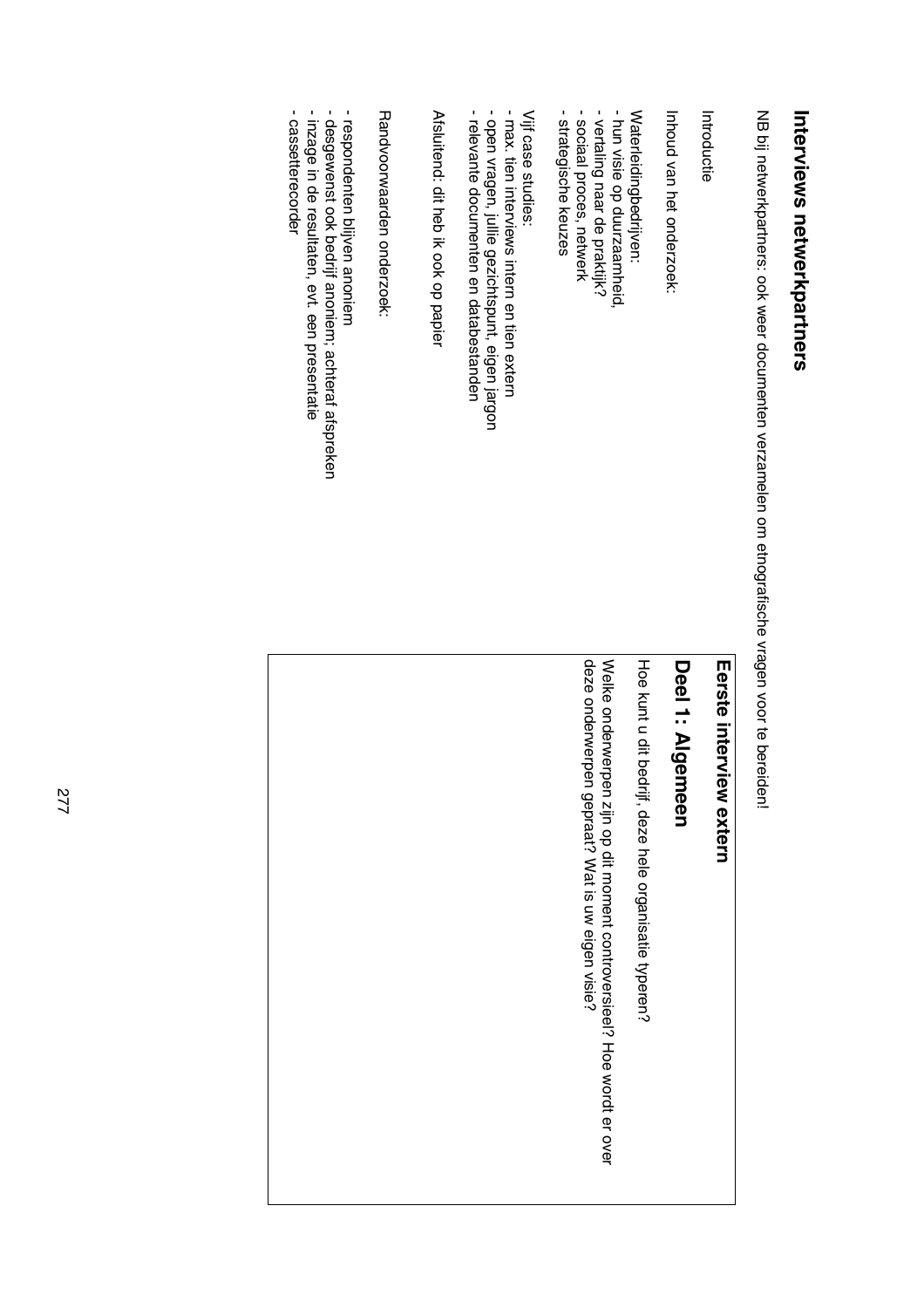## Interviews netwerkpartners

NB bij netwerkpartners: ook weer documenten verzamelen om etnografische vragen voor te bereiden!

Introductie

Inhoud van het onderzoek:

Waterleidingbedrijven:
- hun visie op duurzaamheid,
- vertaling naar de praktijk?
- sociaal proces, netwerk
- strategische keuzes

Vijf case studies:
- max. tien interviews intern en tien extern
- open vragen, jullie gezichtspunt, eigen jargon
- relevante documenten en databestanden

Afsluitend: dit heb ik ook op papier

Randvoorwaarden onderzoek:

- respondenten blijven anoniem
- desgewenst ook bedrijf anoniem; achteraf afspreken
- inzage in de resultaten, evt. een presentatie
- cassetterecorder

### Eerste interview extern

## Deel 1: Algemeen

Hoe kunt u dit bedrijf, deze hele organisatie typeren?

Welke onderwerpen zijn op dit moment controversieel? Hoe wordt er over deze onderwerpen gepraat? Wat is uw eigen visie?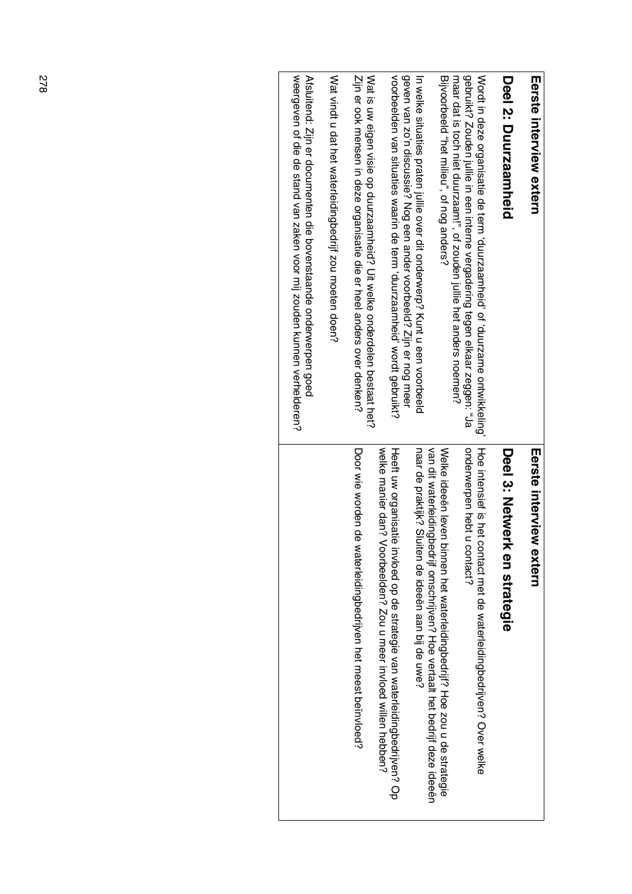**Eerste interview extern**

## Deel 2: Duurzaamheid

Wordt in deze organisatie de term 'duurzaamheid' of 'duurzame ontwikkeling' gebruikt? Zouden jullie in een interne vergadering tegen elkaar zeggen: "Ja maar dat is toch niet duurzaam!", of zouden jullie het anders noemen? Bijvoorbeeld "het milieu", of nog anders?

In welke situaties praten jullie over dit onderwerp? Kunt u een voorbeeld geven van zo'n discussie? Nog een ander voorbeeld? Zijn er nog meer voorbeelden van situaties waarin de term 'duurzaamheid' wordt gebruikt?

Wat is uw eigen visie op duurzaamheid? Uit welke onderdelen bestaat het? Zijn er ook mensen in deze organisatie die er heel anders over denken?

Wat vindt u dat het waterleidingbedrijf zou moeten doen?

Afsluitend: Zijn er documenten die bovenstaande onderwerpen goed weergeven of die de stand van zaken voor mij zouden kunnen verhelderen?

**Eerste interview extern**

## Deel 3: Netwerk en strategie

Hoe intensief is het contact met de waterleidingbedrijven? Over welke onderwerpen hebt u contact?

Welke ideeën leven binnen het waterleidingbedrijf? Hoe zou u de strategie van dit waterleidingbedrijf omschrijven? Hoe vertaalt het bedrijf deze ideeën naar de praktijk? Sluiten de ideeën aan bij de uwe?

Heeft uw organisatie invloed op de strategie van waterleidingbedrijven? Op welke manier dan? Voorbeelden? Zou u meer invloed willen hebben?

Door wie worden de waterleidingbedrijven het meest beïnvloed?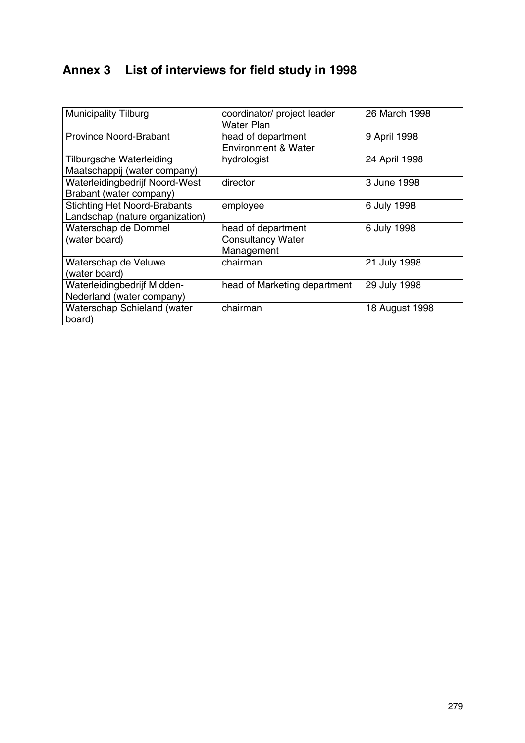# Annex 3 List of interviews for field study in 1998

| | | |
|---|---|---|
| Municipality Tilburg | coordinator/ project leader Water Plan | 26 March 1998 |
| Province Noord-Brabant | head of department Environment & Water | 9 April 1998 |
| Tilburgsche Waterleiding Maatschappij (water company) | hydrologist | 24 April 1998 |
| Waterleidingbedrijf Noord-West Brabant (water company) | director | 3 June 1998 |
| Stichting Het Noord-Brabants Landschap (nature organization) | employee | 6 July 1998 |
| Waterschap de Dommel (water board) | head of department Consultancy Water Management | 6 July 1998 |
| Waterschap de Veluwe (water board) | chairman | 21 July 1998 |
| Waterleidingbedrijf Midden-Nederland (water company) | head of Marketing department | 29 July 1998 |
| Waterschap Schieland (water board) | chairman | 18 August 1998 |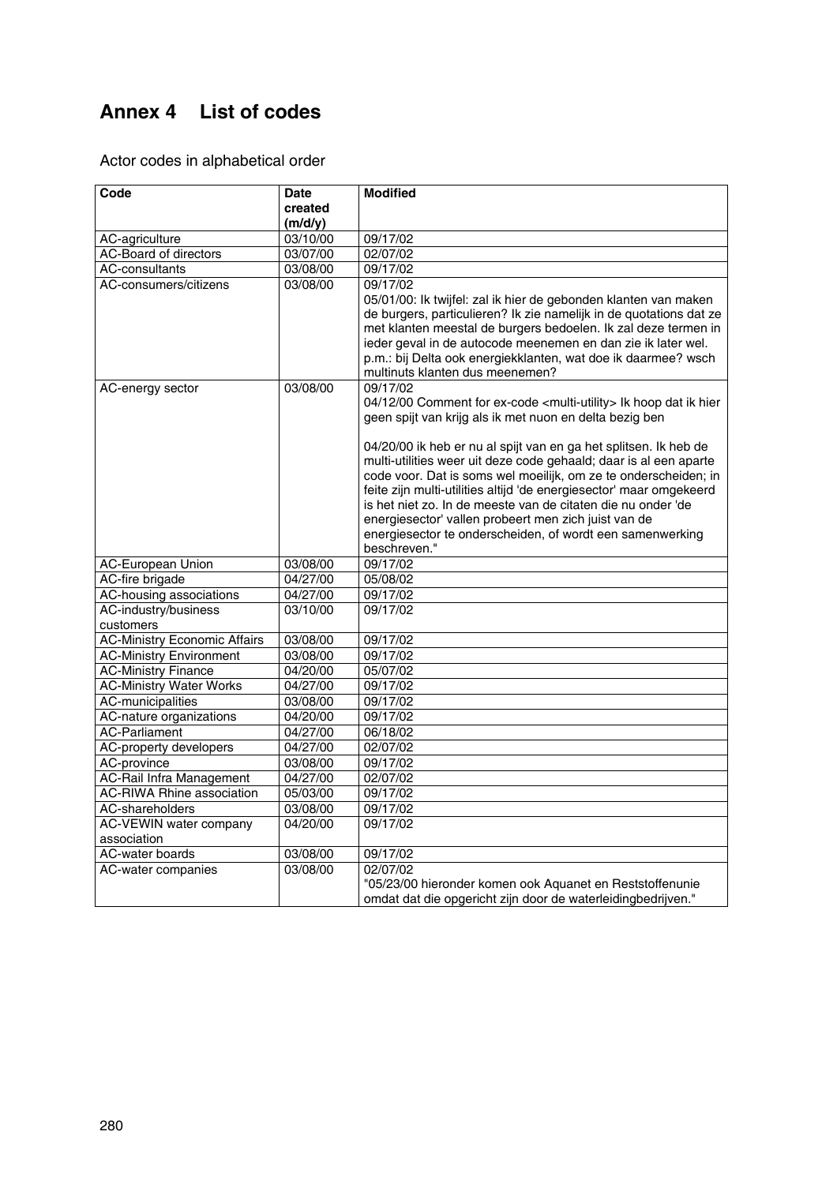# Annex 4 List of codes

Actor codes in alphabetical order

| Code | Date created (m/d/y) | Modified |
|---|---|---|
| AC-agriculture | 03/10/00 | 09/17/02 |
| AC-Board of directors | 03/07/00 | 02/07/02 |
| AC-consultants | 03/08/00 | 09/17/02 |
| AC-consumers/citizens | 03/08/00 | 09/17/02<br>05/01/00: Ik twijfel: zal ik hier de gebonden klanten van maken de burgers, particulieren? Ik zie namelijk in de quotations dat ze met klanten meestal de burgers bedoelen. Ik zal deze termen in ieder geval in de autocode meenemen en dan zie ik later wel. p.m.: bij Delta ook energiekklanten, wat doe ik daarmee? wsch multinuts klanten dus meenemen? |
| AC-energy sector | 03/08/00 | 09/17/02<br>04/12/00 Comment for ex-code <multi-utility> Ik hoop dat ik hier geen spijt van krijg als ik met nuon en delta bezig ben<br><br>04/20/00 ik heb er nu al spijt van en ga het splitsen. Ik heb de multi-utilities weer uit deze code gehaald; daar is al een aparte code voor. Dat is soms wel moeilijk, om ze te onderscheiden; in feite zijn multi-utilities altijd 'de energiesector' maar omgekeerd is het niet zo. In de meeste van de citaten die nu onder 'de energiesector' vallen probeert men zich juist van de energiesector te onderscheiden, of wordt een samenwerking beschreven." |
| AC-European Union | 03/08/00 | 09/17/02 |
| AC-fire brigade | 04/27/00 | 05/08/02 |
| AC-housing associations | 04/27/00 | 09/17/02 |
| AC-industry/business customers | 03/10/00 | 09/17/02 |
| AC-Ministry Economic Affairs | 03/08/00 | 09/17/02 |
| AC-Ministry Environment | 03/08/00 | 09/17/02 |
| AC-Ministry Finance | 04/20/00 | 05/07/02 |
| AC-Ministry Water Works | 04/27/00 | 09/17/02 |
| AC-municipalities | 03/08/00 | 09/17/02 |
| AC-nature organizations | 04/20/00 | 09/17/02 |
| AC-Parliament | 04/27/00 | 06/18/02 |
| AC-property developers | 04/27/00 | 02/07/02 |
| AC-province | 03/08/00 | 09/17/02 |
| AC-Rail Infra Management | 04/27/00 | 02/07/02 |
| AC-RIWA Rhine association | 05/03/00 | 09/17/02 |
| AC-shareholders | 03/08/00 | 09/17/02 |
| AC-VEWIN water company association | 04/20/00 | 09/17/02 |
| AC-water boards | 03/08/00 | 09/17/02 |
| AC-water companies | 03/08/00 | 02/07/02<br>"05/23/00 hieronder komen ook Aquanet en Reststoffenunie omdat dat die opgericht zijn door de waterleidingbedrijven." |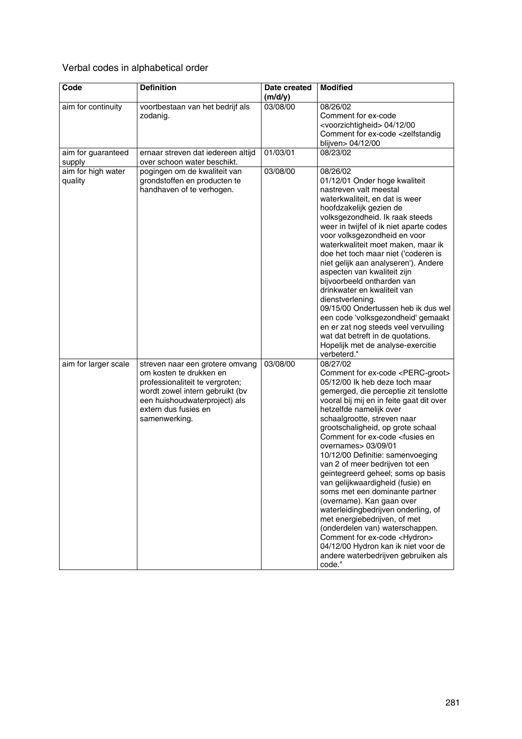Verbal codes in alphabetical order

| Code | Definition | Date created (m/d/y) | Modified |
|---|---|---|---|
| aim for continuity | voortbestaan van het bedrijf als zodanig. | 03/08/00 | 08/26/02 Comment for ex-code <voorzichtigheid> 04/12/00 Comment for ex-code <zelfstandig blijven> 04/12/00 |
| aim for guaranteed supply | ernaar streven dat iedereen altijd over schoon water beschikt. | 01/03/01 | 08/23/02 |
| aim for high water quality | pogingen om de kwaliteit van grondstoffen en producten te handhaven of te verhogen. | 03/08/00 | 08/26/02 01/12/01 Onder hoge kwaliteit nastreven valt meestal waterkwaliteit, en dat is weer hoofdzakelijk gezien de volksgezondheid. Ik raak steeds weer in twijfel of ik niet aparte codes voor volksgezondheid en voor waterkwaliteit moet maken, maar ik doe het toch maar niet ('coderen is niet gelijk aan analyseren'). Andere aspecten van kwaliteit zijn bijvoorbeeld ontharden van drinkwater en kwaliteit van dienstverlening. 09/15/00 Ondertussen heb ik dus wel een code 'volksgezondheid' gemaakt en er zat nog steeds veel vervuiling wat dat betreft in de quotations. Hopelijk met de analyse-exercitie verbeterd." |
| aim for larger scale | streven naar een grotere omvang om kosten te drukken en professionaliteit te vergroten; wordt zowel intern gebruikt (bv een huishoudwaterproject) als extern dus fusies en samenwerking. | 03/08/00 | 08/27/02 Comment for ex-code <PERC-groot> 05/12/00 Ik heb deze toch maar gemerged, die perceptie zit tenslotte vooral bij mij en in feite gaat dit over hetzelfde namelijk over schaalgrootte, streven naar grootschaligheid, op grote schaal Comment for ex-code <fusies en overnames> 03/09/01 10/12/00 Definitie: samenvoeging van 2 of meer bedrijven tot een geintegreerd geheel; soms op basis van gelijkwaardigheid (fusie) en soms met een dominante partner (overname). Kan gaan over waterleidingbedrijven onderling, of met energiebedrijven, of met (onderdelen van) waterschappen. Comment for ex-code <Hydron> 04/12/00 Hydron kan ik niet voor de andere waterbedrijven gebruiken als code." |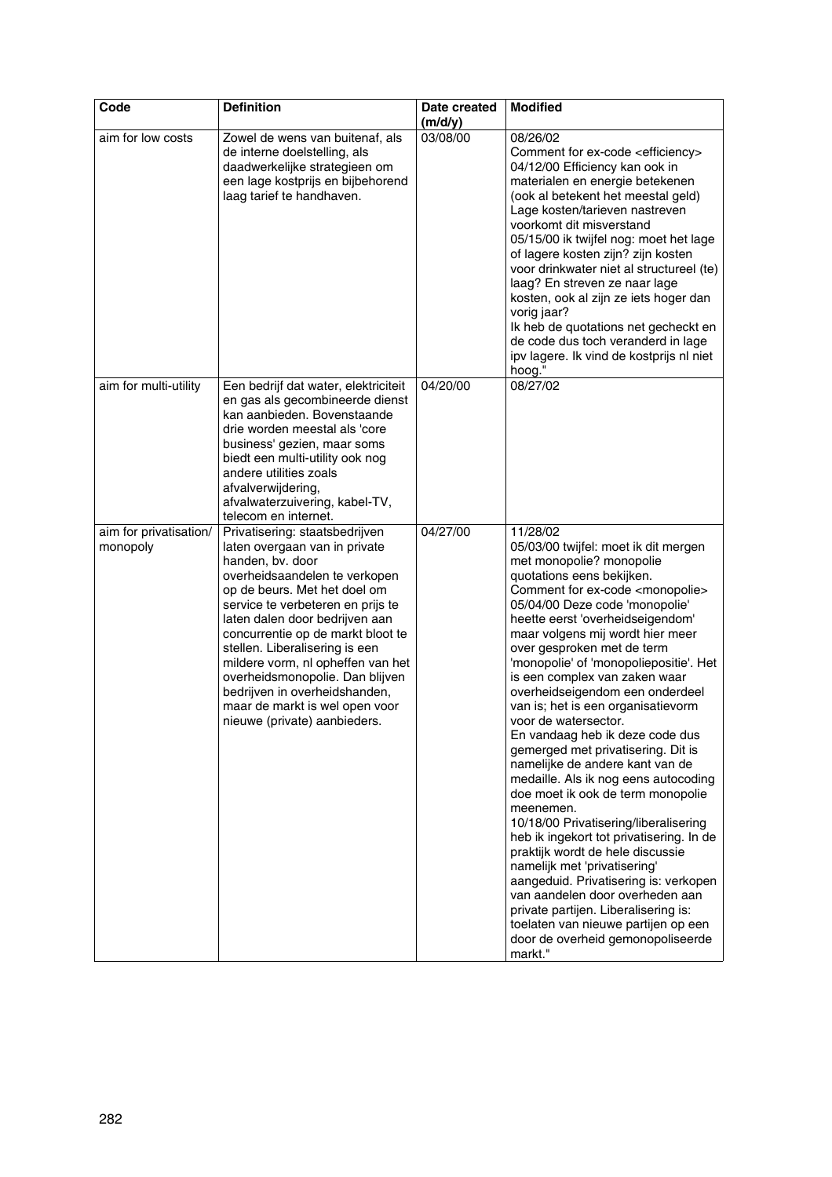| Code | Definition | Date created (m/d/y) | Modified |
|---|---|---|---|
| aim for low costs | Zowel de wens van buitenaf, als de interne doelstelling, als daadwerkelijke strategieen om een lage kostprijs en bijbehorend laag tarief te handhaven. | 03/08/00 | 08/26/02<br>Comment for ex-code <efficiency><br>04/12/00 Efficiency kan ook in materialen en energie betekenen (ook al betekent het meestal geld) Lage kosten/tarieven nastreven voorkomt dit misverstand<br>05/15/00 ik twijfel nog: moet het lage of lagere kosten zijn? zijn kosten voor drinkwater niet al structureel (te) laag? En streven ze naar lage kosten, ook al zijn ze iets hoger dan vorig jaar?<br>Ik heb de quotations net gecheckt en de code dus toch veranderd in lage ipv lagere. Ik vind de kostprijs nl niet hoog." |
| aim for multi-utility | Een bedrijf dat water, elektriciteit en gas als gecombineerde dienst kan aanbieden. Bovenstaande drie worden meestal als 'core business' gezien, maar soms biedt een multi-utility ook nog andere utilities zoals afvalverwijdering, afvalwaterzuivering, kabel-TV, telecom en internet. | 04/20/00 | 08/27/02 |
| aim for privatisation/ monopoly | Privatisering: staatsbedrijven laten overgaan van in private handen, bv. door overheidsaandelen te verkopen op de beurs. Met het doel om service te verbeteren en prijs te laten dalen door bedrijven aan concurrentie op de markt bloot te stellen. Liberalisering is een mildere vorm, nl opheffen van het overheidsmonopolie. Dan blijven bedrijven in overheidshanden, maar de markt is wel open voor nieuwe (private) aanbieders. | 04/27/00 | 11/28/02<br>05/03/00 twijfel: moet ik dit mergen met monopolie? monopolie quotations eens bekijken.<br>Comment for ex-code <monopolie><br>05/04/00 Deze code 'monopolie' heette eerst 'overheidseigendom' maar volgens mij wordt hier meer over gesproken met de term 'monopolie' of 'monopoliepositie'. Het is een complex van zaken waar overheidseigendom een onderdeel van is; het is een organisatievorm voor de watersector.<br>En vandaag heb ik deze code dus gemerged met privatisering. Dit is namelijke de andere kant van de medaille. Als ik nog eens autocoding doe moet ik ook de term monopolie meenemen.<br>10/18/00 Privatisering/liberalisering heb ik ingekort tot privatisering. In de praktijk wordt de hele discussie namelijk met 'privatisering' aangeduid. Privatisering is: verkopen van aandelen door overheden aan private partijen. Liberalisering is: toelaten van nieuwe partijen op een door de overheid gemonopoliseerde markt." |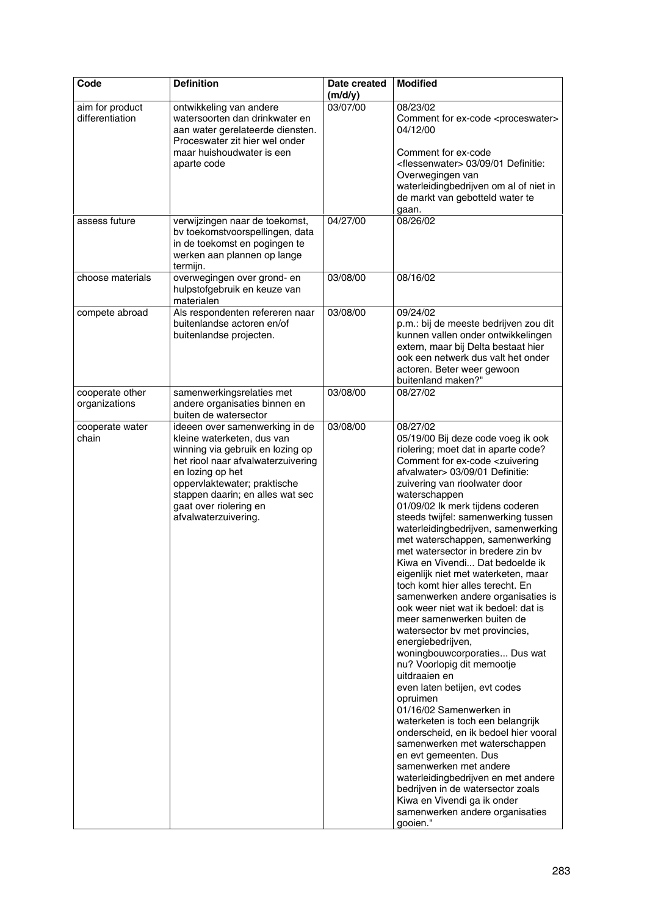| Code | Definition | Date created (m/d/y) | Modified |
|---|---|---|---|
| aim for product differentiation | ontwikkeling van andere watersoorten dan drinkwater en aan water gerelateerde diensten. Proceswater zit hier wel onder maar huishoudwater is een aparte code | 03/07/00 | 08/23/02<br>Comment for ex-code <proceswater> 04/12/00<br><br>Comment for ex-code <flessenwater> 03/09/01 Definitie: Overwegingen van waterleidingbedrijven om al of niet in de markt van gebotteld water te gaan. |
| assess future | verwijzingen naar de toekomst, bv toekomstvoorspellingen, data in de toekomst en pogingen te werken aan plannen op lange termijn. | 04/27/00 | 08/26/02 |
| choose materials | overwegingen over grond- en hulpstofgebruik en keuze van materialen | 03/08/00 | 08/16/02 |
| compete abroad | Als respondenten refereren naar buitenlandse actoren en/of buitenlandse projecten. | 03/08/00 | 09/24/02<br>p.m.: bij de meeste bedrijven zou dit kunnen vallen onder ontwikkelingen extern, maar bij Delta bestaat hier ook een netwerk dus valt het onder actoren. Beter weer gewoon buitenland maken?" |
| cooperate other organizations | samenwerkingsrelaties met andere organisaties binnen en buiten de watersector | 03/08/00 | 08/27/02 |
| cooperate water chain | ideeen over samenwerking in de kleine waterketen, dus van winning via gebruik en lozing op het riool naar afvalwaterzuivering en lozing op het oppervlaktewater; praktische stappen daarin; en alles wat sec gaat over riolering en afvalwaterzuivering. | 03/08/00 | 08/27/02<br>05/19/00 Bij deze code voeg ik ook riolering; moet dat in aparte code? Comment for ex-code <zuivering afvalwater> 03/09/01 Definitie: zuivering van rioolwater door waterschappen<br>01/09/02 Ik merk tijdens coderen steeds twijfel: samenwerking tussen waterleidingbedrijven, samenwerking met waterschappen, samenwerking met watersector in bredere zin bv Kiwa en Vivendi... Dat bedoelde ik eigenlijk niet met waterketen, maar toch komt hier alles terecht. En samenwerken andere organisaties is ook weer niet wat ik bedoel: dat is meer samenwerken buiten de watersector bv met provincies, energiebedrijven, woningbouwcorporaties... Dus wat nu? Voorlopig dit memootje uitdraaien en even laten betijen, evt codes opruimen<br>01/16/02 Samenwerken in waterketen is toch een belangrijk onderscheid, en ik bedoel hier vooral samenwerken met waterschappen en evt gemeenten. Dus samenwerken met andere waterleidingbedrijven en met andere bedrijven in de watersector zoals Kiwa en Vivendi ga ik onder samenwerken andere organisaties gooien." |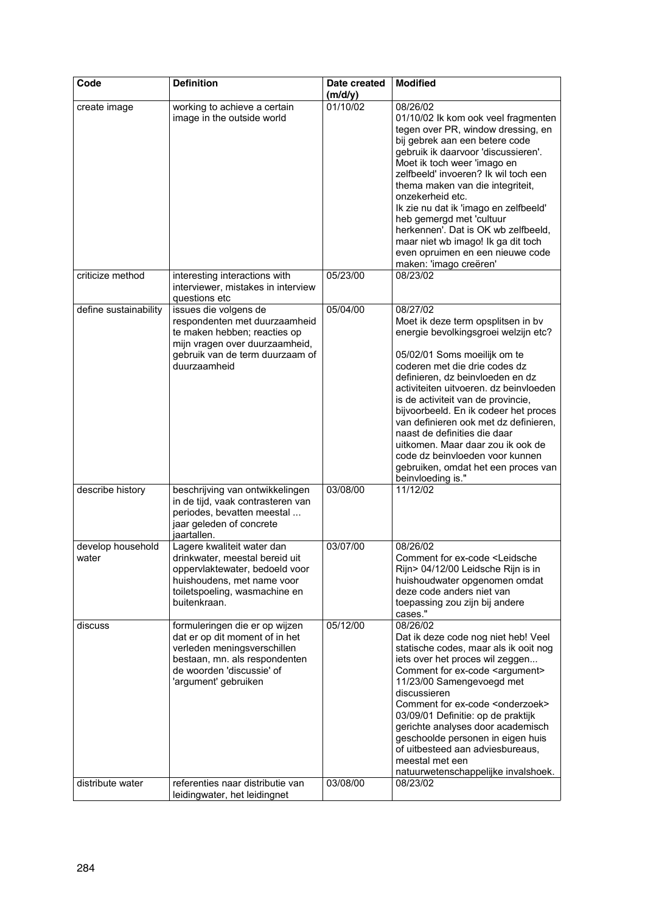| Code | Definition | Date created (m/d/y) | Modified |
|---|---|---|---|
| create image | working to achieve a certain image in the outside world | 01/10/02 | 08/26/02 01/10/02 Ik kom ook veel fragmenten tegen over PR, window dressing, en bij gebrek aan een betere code gebruik ik daarvoor 'discussieren'. Moet ik toch weer 'imago en zelfbeeld' invoeren? Ik wil toch een thema maken van die integriteit, onzekerheid etc. Ik zie nu dat ik 'imago en zelfbeeld' heb gemergd met 'cultuur herkennen'. Dat is OK wb zelfbeeld, maar niet wb imago! Ik ga dit toch even opruimen en een nieuwe code maken: 'imago creëren' |
| criticize method | interesting interactions with interviewer, mistakes in interview questions etc | 05/23/00 | 08/23/02 |
| define sustainability | issues die volgens de respondenten met duurzaamheid te maken hebben; reacties op mijn vragen over duurzaamheid, gebruik van de term duurzaam of duurzaamheid | 05/04/00 | 08/27/02 Moet ik deze term opsplitsen in bv energie bevolkingsgroei welzijn etc? 05/02/01 Soms moeilijk om te coderen met die drie codes dz definieren, dz beinvloeden en dz activiteiten uitvoeren. dz beinvloeden is de activiteit van de provincie, bijvoorbeeld. En ik codeer het proces van definieren ook met dz definieren, naast de definities die daar uitkomen. Maar daar zou ik ook de code dz beinvloeden voor kunnen gebruiken, omdat het een proces van beinvloeding is." |
| describe history | beschrijving van ontwikkelingen in de tijd, vaak contrasteren van periodes, bevatten meestal ... jaar geleden of concrete jaartallen. | 03/08/00 | 11/12/02 |
| develop household water | Lagere kwaliteit water dan drinkwater, meestal bereid uit oppervlaktewater, bedoeld voor huishoudens, met name voor toiletspoeling, wasmachine en buitenkraan. | 03/07/00 | 08/26/02 Comment for ex-code <Leidsche Rijn> 04/12/00 Leidsche Rijn is in huishoudwater opgenomen omdat deze code anders niet van toepassing zou zijn bij andere cases." |
| discuss | formuleringen die er op wijzen dat er op dit moment of in het verleden meningsverschillen bestaan, mn. als respondenten de woorden 'discussie' of 'argument' gebruiken | 05/12/00 | 08/26/02 Dat ik deze code nog niet heb! Veel statische codes, maar als ik ooit nog iets over het proces wil zeggen... Comment for ex-code <argument> 11/23/00 Samengevoegd met discussieren Comment for ex-code <onderzoek> 03/09/01 Definitie: op de praktijk gerichte analyses door academisch geschoolde personen in eigen huis of uitbesteed aan adviesbureaus, meestal met een natuurwetenschappelijke invalshoek. |
| distribute water | referenties naar distributie van leidingwater, het leidingnet | 03/08/00 | 08/23/02 |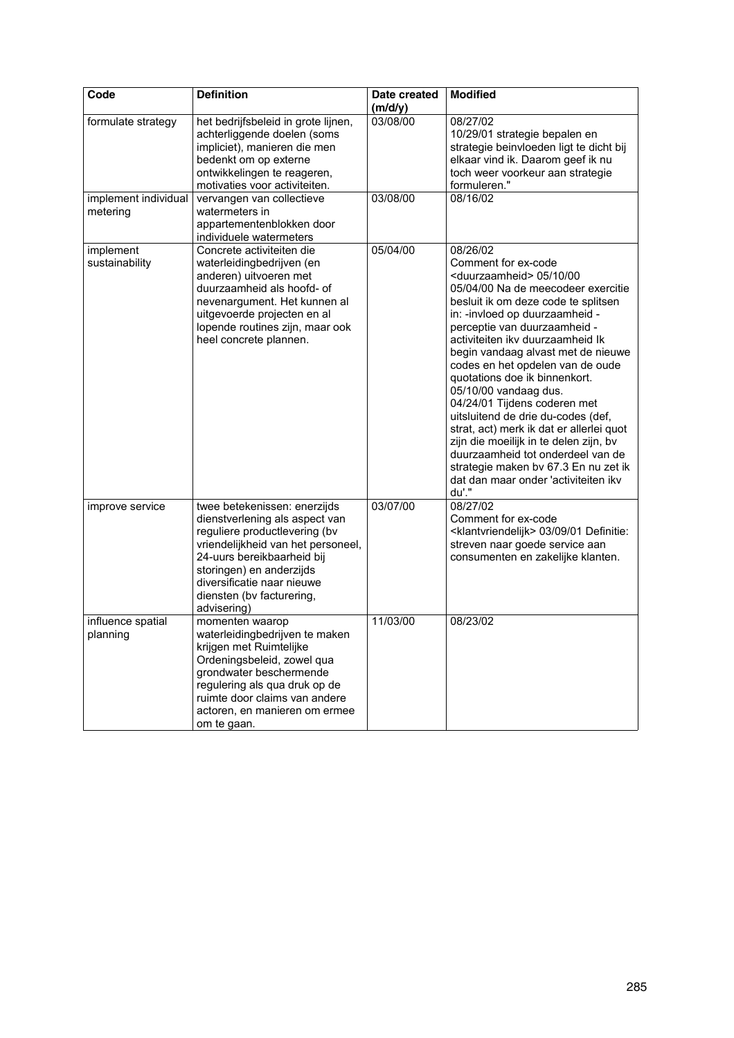| Code | Definition | Date created (m/d/y) | Modified |
|---|---|---|---|
| formulate strategy | het bedrijfsbeleid in grote lijnen, achterliggende doelen (soms impliciet), manieren die men bedenkt om op externe ontwikkelingen te reageren, motivaties voor activiteiten. | 03/08/00 | 08/27/02<br>10/29/01 strategie bepalen en strategie beinvloeden ligt te dicht bij elkaar vind ik. Daarom geef ik nu toch weer voorkeur aan strategie formuleren." |
| implement individual metering | vervangen van collectieve watermeters in appartementenblokken door individuele watermeters | 03/08/00 | 08/16/02 |
| implement sustainability | Concrete activiteiten die waterleidingbedrijven (en anderen) uitvoeren met duurzaamheid als hoofd- of nevenargument. Het kunnen al uitgevoerde projecten en al lopende routines zijn, maar ook heel concrete plannen. | 05/04/00 | 08/26/02<br>Comment for ex-code <duurzaamheid> 05/10/00<br>05/04/00 Na de meecodeer exercitie besluit ik om deze code te splitsen in: -invloed op duurzaamheid -perceptie van duurzaamheid -activiteiten ikv duurzaamheid Ik begin vandaag alvast met de nieuwe codes en het opdelen van de oude quotations doe ik binnenkort.<br>05/10/00 vandaag dus.<br>04/24/01 Tijdens coderen met uitsluitend de drie du-codes (def, strat, act) merk ik dat er allerlei quot zijn die moeilijk in te delen zijn, bv duurzaamheid tot onderdeel van de strategie maken bv 67.3 En nu zet ik dat dan maar onder 'activiteiten ikv du'." |
| improve service | twee betekenissen: enerzijds dienstverlening als aspect van reguliere productlevering (bv vriendelijkheid van het personeel, 24-uurs bereikbaarheid bij storingen) en anderzijds diversificatie naar nieuwe diensten (bv facturering, advisering) | 03/07/00 | 08/27/02<br>Comment for ex-code <klantvriendelijk> 03/09/01 Definitie: streven naar goede service aan consumenten en zakelijke klanten. |
| influence spatial planning | momenten waarop waterleidingbedrijven te maken krijgen met Ruimtelijke Ordeningsbeleid, zowel qua grondwater beschermende regulering als qua druk op de ruimte door claims van andere actoren, en manieren om ermee om te gaan. | 11/03/00 | 08/23/02 |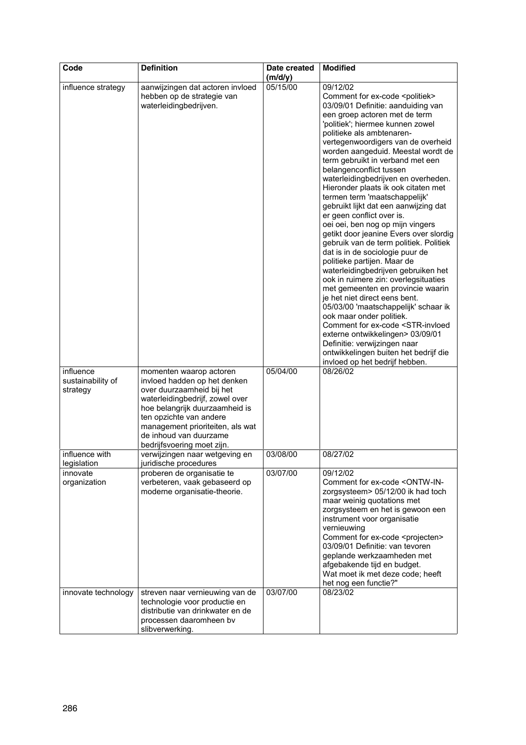| Code | Definition | Date created (m/d/y) | Modified |
|---|---|---|---|
| influence strategy | aanwijzingen dat actoren invloed hebben op de strategie van waterleidingbedrijven. | 05/15/00 | 09/12/02 Comment for ex-code <politiek> 03/09/01 Definitie: aanduiding van een groep actoren met de term 'politiek'; hiermee kunnen zowel politieke als ambtenaren-vertegenwoordigers van de overheid worden aangeduid. Meestal wordt de term gebruikt in verband met een belangenconflict tussen waterleidingbedrijven en overheden. Hieronder plaats ik ook citaten met termen term 'maatschappelijk' gebruikt lijkt dat een aanwijzing dat er geen conflict over is. oei oei, ben nog op mijn vingers getikt door jeanine Evers over slordig gebruik van de term politiek. Politiek dat is in de sociologie puur de politieke partijen. Maar de waterleidingbedrijven gebruiken het ook in ruimere zin: overlegsituaties met gemeenten en provincie waarin je het niet direct eens bent. 05/03/00 'maatschappelijk' schaar ik ook maar onder politiek. Comment for ex-code <STR-invloed externe ontwikkelingen> 03/09/01 Definitie: verwijzingen naar ontwikkelingen buiten het bedrijf die invloed op het bedrijf hebben. |
| influence sustainability of strategy | momenten waarop actoren invloed hadden op het denken over duurzaamheid bij het waterleidingbedrijf, zowel over hoe belangrijk duurzaamheid is ten opzichte van andere management prioriteiten, als wat de inhoud van duurzame bedrijfsvoering moet zijn. | 05/04/00 | 08/26/02 |
| influence with legislation | verwijzingen naar wetgeving en juridische procedures | 03/08/00 | 08/27/02 |
| innovate organization | proberen de organisatie te verbeteren, vaak gebaseerd op moderne organisatie-theorie. | 03/07/00 | 09/12/02 Comment for ex-code <ONTW-IN-zorgsysteem> 05/12/00 ik had toch maar weinig quotations met zorgsysteem en het is gewoon een instrument voor organisatie vernieuwing Comment for ex-code <projecten> 03/09/01 Definitie: van tevoren geplande werkzaamheden met afgebakende tijd en budget. Wat moet ik met deze code; heeft het nog een functie?" |
| innovate technology | streven naar vernieuwing van de technologie voor productie en distributie van drinkwater en de processen daaromheen bv slibverwerking. | 03/07/00 | 08/23/02 |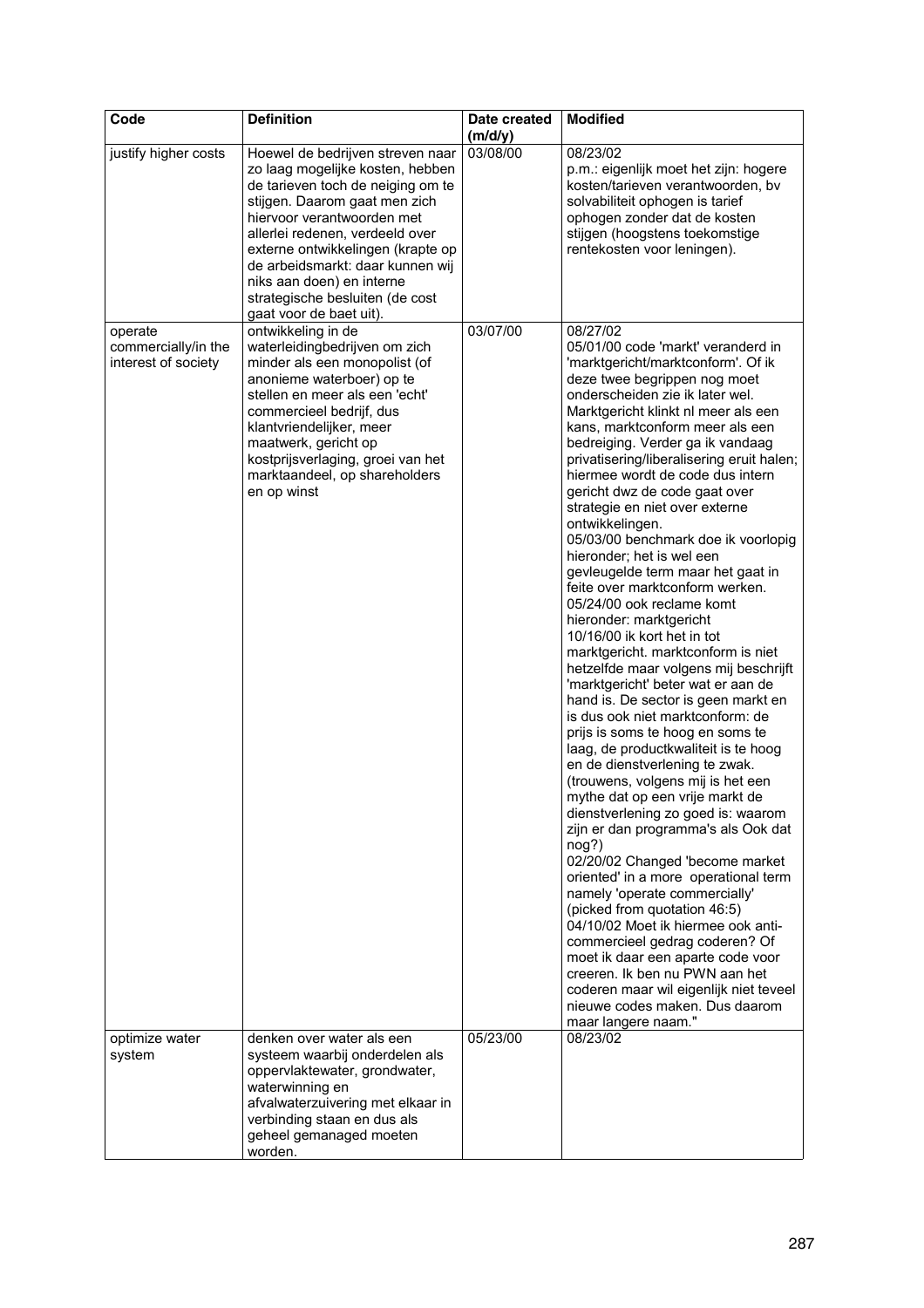| Code | Definition | Date created (m/d/y) | Modified |
|---|---|---|---|
| justify higher costs | Hoewel de bedrijven streven naar zo laag mogelijke kosten, hebben de tarieven toch de neiging om te stijgen. Daarom gaat men zich hiervoor verantwoorden met allerlei redenen, verdeeld over externe ontwikkelingen (krapte op de arbeidsmarkt: daar kunnen wij niks aan doen) en interne strategische besluiten (de cost gaat voor de baet uit). | 03/08/00 | 08/23/02 p.m.: eigenlijk moet het zijn: hogere kosten/tarieven verantwoorden, bv solvabiliteit ophogen is tarief ophogen zonder dat de kosten stijgen (hoogstens toekomstige rentekosten voor leningen). |
| operate commercially/in the interest of society | ontwikkeling in de waterleidingbedrijven om zich minder als een monopolist (of anonieme waterboer) op te stellen en meer als een 'echt' commercieel bedrijf, dus klantvriendelijker, meer maatwerk, gericht op kostprijsverlaging, groei van het marktaandeel, op shareholders en op winst | 03/07/00 | 08/27/02 05/01/00 code 'markt' veranderd in 'marktgericht/marktconform'. Of ik deze twee begrippen nog moet onderscheiden zie ik later wel. Marktgericht klinkt nl meer als een kans, marktconform meer als een bedreiging. Verder ga ik vandaag privatisering/liberalisering eruit halen; hiermee wordt de code dus intern gericht dwz de code gaat over strategie en niet over externe ontwikkelingen. 05/03/00 benchmark doe ik voorlopig hieronder; het is wel een gevleugelde term maar het gaat in feite over marktconform werken. 05/24/00 ook reclame komt hieronder: marktgericht 10/16/00 ik kort het in tot marktgericht. marktconform is niet hetzelfde maar volgens mij beschrijft 'marktgericht' beter wat er aan de hand is. De sector is geen markt en is dus ook niet marktconform: de prijs is soms te hoog en soms te laag, de productkwaliteit is te hoog en de dienstverlening te zwak. (trouwens, volgens mij is het een mythe dat op een vrije markt de dienstverlening zo goed is: waarom zijn er dan programma's als Ook dat nog?) 02/20/02 Changed 'become market oriented' in a more operational term namely 'operate commercially' (picked from quotation 46:5) 04/10/02 Moet ik hiermee ook anti-commercieel gedrag coderen? Of moet ik daar een aparte code voor creeren. Ik ben nu PWN aan het coderen maar wil eigenlijk niet teveel nieuwe codes maken. Dus daarom maar langere naam." |
| optimize water system | denken over water als een systeem waarbij onderdelen als oppervlaktewater, grondwater, waterwinning en afvalwaterzuivering met elkaar in verbinding staan en dus als geheel gemanaged moeten worden. | 05/23/00 | 08/23/02 |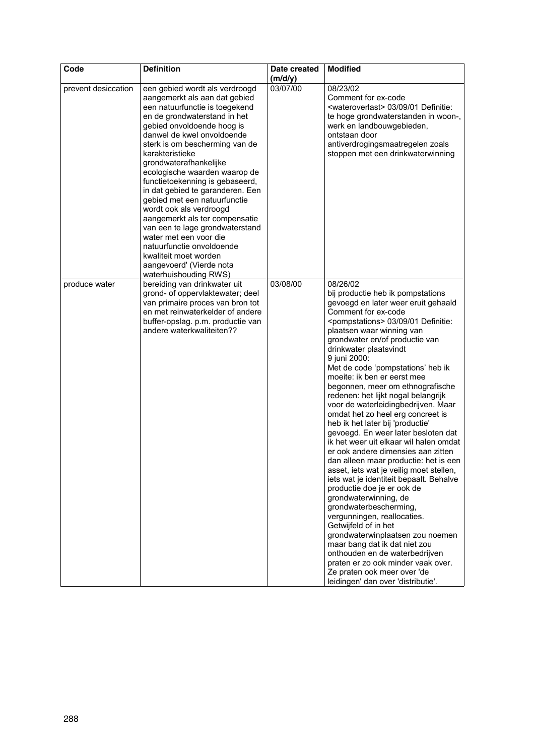| Code | Definition | Date created (m/d/y) | Modified |
|---|---|---|---|
| prevent desiccation | een gebied wordt als verdroogd aangemerkt als aan dat gebied een natuurfunctie is toegekend en de grondwaterstand in het gebied onvoldoende hoog is danwel de kwel onvoldoende sterk is om bescherming van de karakteristieke grondwaterafhankelijke ecologische waarden waarop de functietoekenning is gebaseerd, in dat gebied te garanderen. Een gebied met een natuurfunctie wordt ook als verdroogd aangemerkt als ter compensatie van een te lage grondwaterstand water met een voor die natuurfunctie onvoldoende kwaliteit moet worden aangevoerd' (Vierde nota waterhuishouding RWS) | 03/07/00 | 08/23/02 Comment for ex-code <wateroverlast> 03/09/01 Definitie: te hoge grondwaterstanden in woon-, werk en landbouwgebieden, ontstaan door antiverdrogingsmaatregelen zoals stoppen met een drinkwaterwinning |
| produce water | bereiding van drinkwater uit grond- of oppervlaktewater; deel van primaire proces van bron tot en met reinwaterkelder of andere buffer-opslag. p.m. productie van andere waterkwaliteiten?? | 03/08/00 | 08/26/02 bij productie heb ik pompstations gevoegd en later weer eruit gehaald Comment for ex-code <pompstations> 03/09/01 Definitie: plaatsen waar winning van grondwater en/of productie van drinkwater plaatsvindt 9 juni 2000: Met de code 'pompstations' heb ik moeite: ik ben er eerst mee begonnen, meer om ethnografische redenen: het lijkt nogal belangrijk voor de waterleidingbedrijven. Maar omdat het zo heel erg concreet is heb ik het later bij 'productie' gevoegd. En weer later besloten dat ik het weer uit elkaar wil halen omdat er ook andere dimensies aan zitten dan alleen maar productie: het is een asset, iets wat je veilig moet stellen, iets wat je identiteit bepaalt. Behalve productie doe je er ook de grondwaterwinning, de grondwaterbescherming, vergunningen, reallocaties. Getwijfeld of in het grondwaterwinplaatsen zou noemen maar bang dat ik dat niet zou onthouden en de waterbedrijven praten er zo ook minder vaak over. Ze praten ook meer over 'de leidingen' dan over 'distributie'. |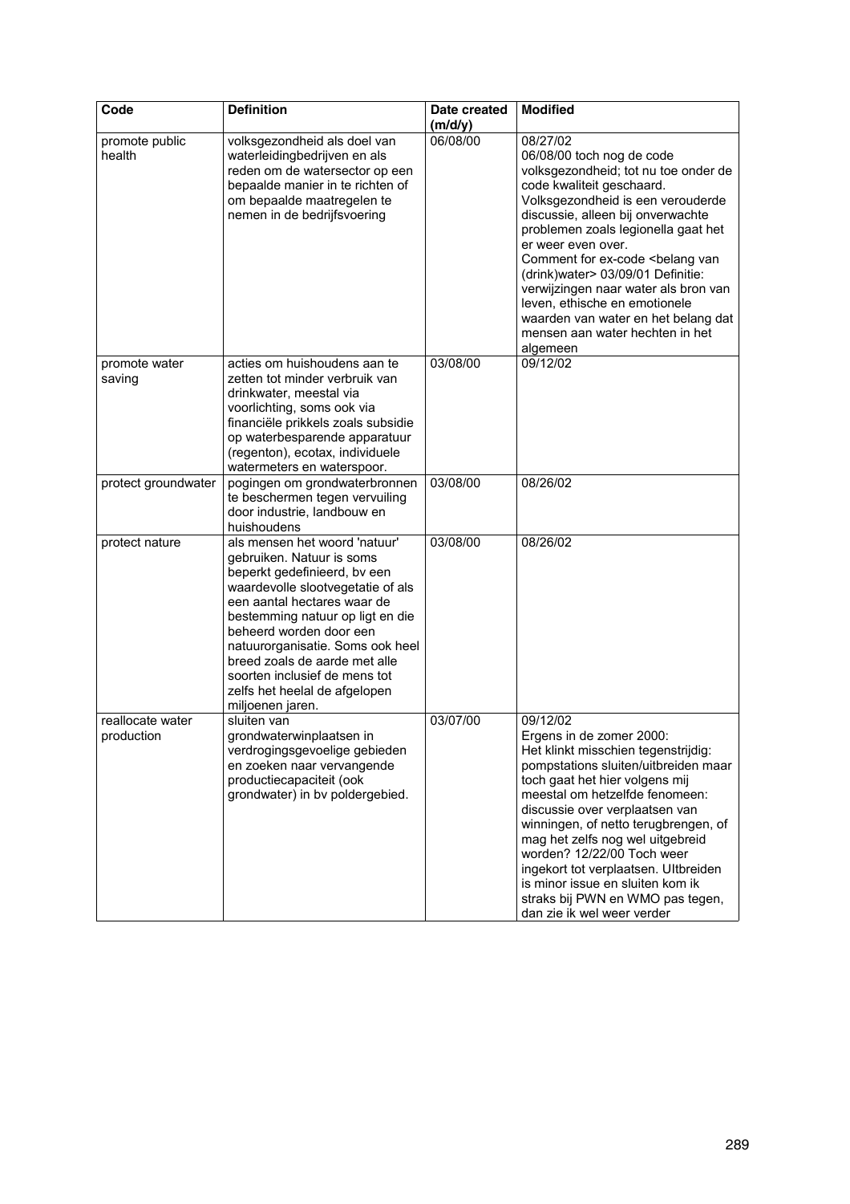| Code | Definition | Date created (m/d/y) | Modified |
|---|---|---|---|
| promote public health | volksgezondheid als doel van waterleidingbedrijven en als reden om de watersector op een bepaalde manier in te richten of om bepaalde maatregelen te nemen in de bedrijfsvoering | 06/08/00 | 08/27/02<br>06/08/00 toch nog de code volksgezondheid; tot nu toe onder de code kwaliteit geschaard. Volksgezondheid is een verouderde discussie, alleen bij onverwachte problemen zoals legionella gaat het er weer even over.<br>Comment for ex-code <belang van (drink)water> 03/09/01 Definitie: verwijzingen naar water als bron van leven, ethische en emotionele waarden van water en het belang dat mensen aan water hechten in het algemeen |
| promote water saving | acties om huishoudens aan te zetten tot minder verbruik van drinkwater, meestal via voorlichting, soms ook via financiële prikkels zoals subsidie op waterbesparende apparatuur (regenton), ecotax, individuele watermeters en waterspoor. | 03/08/00 | 09/12/02 |
| protect groundwater | pogingen om grondwaterbronnen te beschermen tegen vervuiling door industrie, landbouw en huishoudens | 03/08/00 | 08/26/02 |
| protect nature | als mensen het woord 'natuur' gebruiken. Natuur is soms beperkt gedefinieerd, bv een waardevolle slootvegetatie of als een aantal hectares waar de bestemming natuur op ligt en die beheerd worden door een natuurorganisatie. Soms ook heel breed zoals de aarde met alle soorten inclusief de mens tot zelfs het heelal de afgelopen miljoenen jaren. | 03/08/00 | 08/26/02 |
| reallocate water production | sluiten van grondwaterwinplaatsen in verdrogingsgevoelige gebieden en zoeken naar vervangende productiecapaciteit (ook grondwater) in bv poldergebied. | 03/07/00 | 09/12/02<br>Ergens in de zomer 2000:<br>Het klinkt misschien tegenstrijdig: pompstations sluiten/uitbreiden maar toch gaat het hier volgens mij meestal om hetzelfde fenomeen: discussie over verplaatsen van winningen, of netto terugbrengen, of mag het zelfs nog wel uitgebreid worden? 12/22/00 Toch weer ingekort tot verplaatsen. UItbreiden is minor issue en sluiten kom ik straks bij PWN en WMO pas tegen, dan zie ik wel weer verder |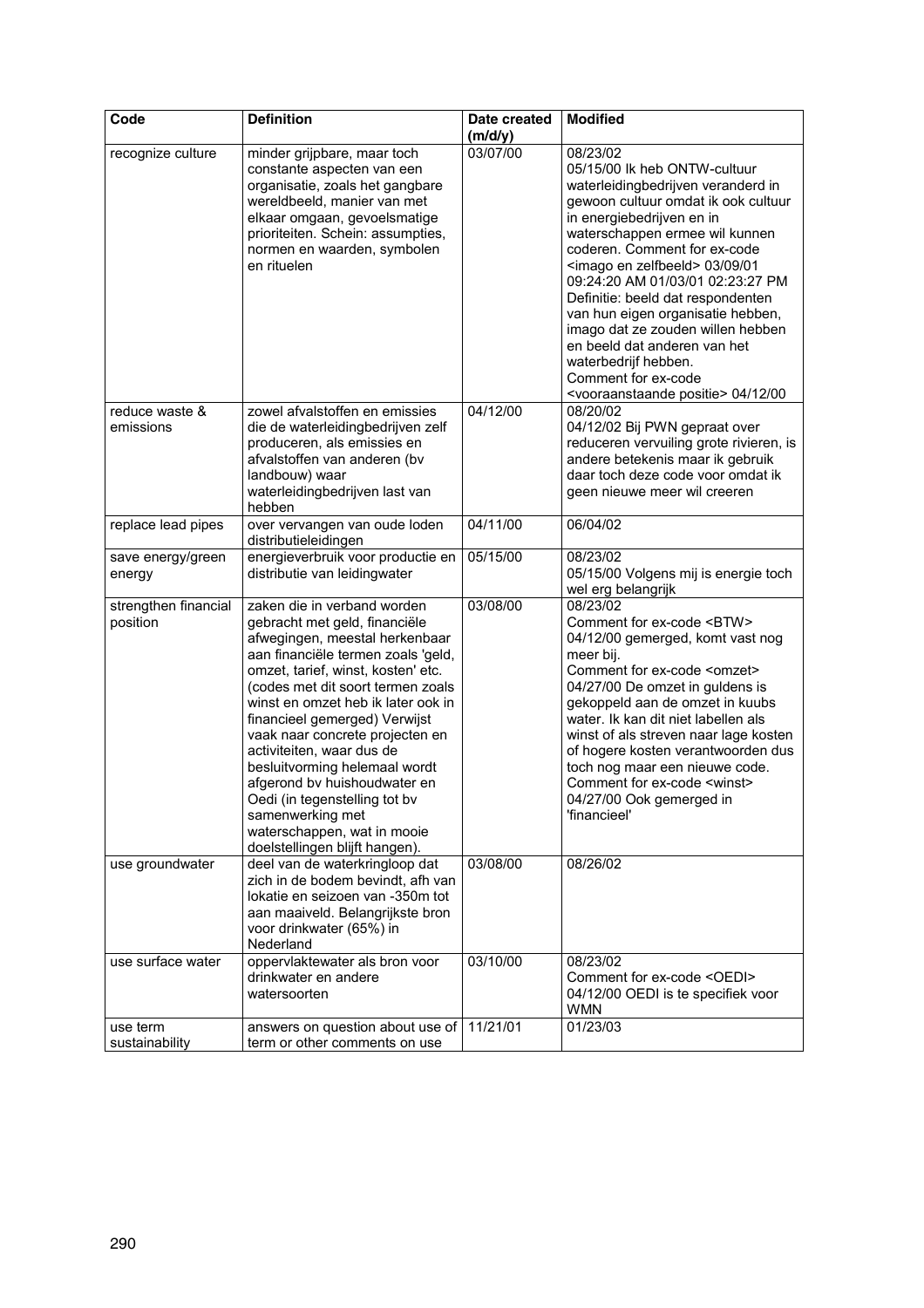| Code | Definition | Date created (m/d/y) | Modified |
|---|---|---|---|
| recognize culture | minder grijpbare, maar toch constante aspecten van een organisatie, zoals het gangbare wereldbeeld, manier van met elkaar omgaan, gevoelsmatige prioriteiten. Schein: assumpties, normen en waarden, symbolen en rituelen | 03/07/00 | 08/23/02<br>05/15/00 Ik heb ONTW-cultuur waterleidingbedrijven veranderd in gewoon cultuur omdat ik ook cultuur in energiebedrijven en in waterschappen ermee wil kunnen coderen. Comment for ex-code <imago en zelfbeeld> 03/09/01 09:24:20 AM 01/03/01 02:23:27 PM Definitie: beeld dat respondenten van hun eigen organisatie hebben, imago dat ze zouden willen hebben en beeld dat anderen van het waterbedrijf hebben.<br>Comment for ex-code <vooraanstaande positie> 04/12/00 |
| reduce waste & emissions | zowel afvalstoffen en emissies die de waterleidingbedrijven zelf produceren, als emissies en afvalstoffen van anderen (bv landbouw) waar waterleidingbedrijven last van hebben | 04/12/00 | 08/20/02<br>04/12/02 Bij PWN gepraat over reduceren vervuiling grote rivieren, is andere betekenis maar ik gebruik daar toch deze code voor omdat ik geen nieuwe meer wil creeren |
| replace lead pipes | over vervangen van oude loden distributieleidingen | 04/11/00 | 06/04/02 |
| save energy/green energy | energieverbruik voor productie en distributie van leidingwater | 05/15/00 | 08/23/02<br>05/15/00 Volgens mij is energie toch wel erg belangrijk |
| strengthen financial position | zaken die in verband worden gebracht met geld, financiële afwegingen, meestal herkenbaar aan financiële termen zoals 'geld, omzet, tarief, winst, kosten' etc. (codes met dit soort termen zoals winst en omzet heb ik later ook in financieel gemerged) Verwijst vaak naar concrete projecten en activiteiten, waar dus de besluitvorming helemaal wordt afgerond bv huishoudwater en Oedi (in tegenstelling tot bv samenwerking met waterschappen, wat in mooie doelstellingen blijft hangen). | 03/08/00 | 08/23/02<br>Comment for ex-code <BTW> 04/12/00 gemerged, komt vast nog meer bij.<br>Comment for ex-code <omzet> 04/27/00 De omzet in guldens is gekoppeld aan de omzet in kuubs water. Ik kan dit niet labellen als winst of als streven naar lage kosten of hogere kosten verantwoorden dus toch nog maar een nieuwe code.<br>Comment for ex-code <winst> 04/27/00 Ook gemerged in 'financieel' |
| use groundwater | deel van de waterkringloop dat zich in de bodem bevindt, afh van lokatie en seizoen van -350m tot aan maaiveld. Belangrijkste bron voor drinkwater (65%) in Nederland | 03/08/00 | 08/26/02 |
| use surface water | oppervlaktewater als bron voor drinkwater en andere watersoorten | 03/10/00 | 08/23/02<br>Comment for ex-code <OEDI> 04/12/00 OEDI is te specifiek voor WMN |
| use term sustainability | answers on question about use of term or other comments on use | 11/21/01 | 01/23/03 |